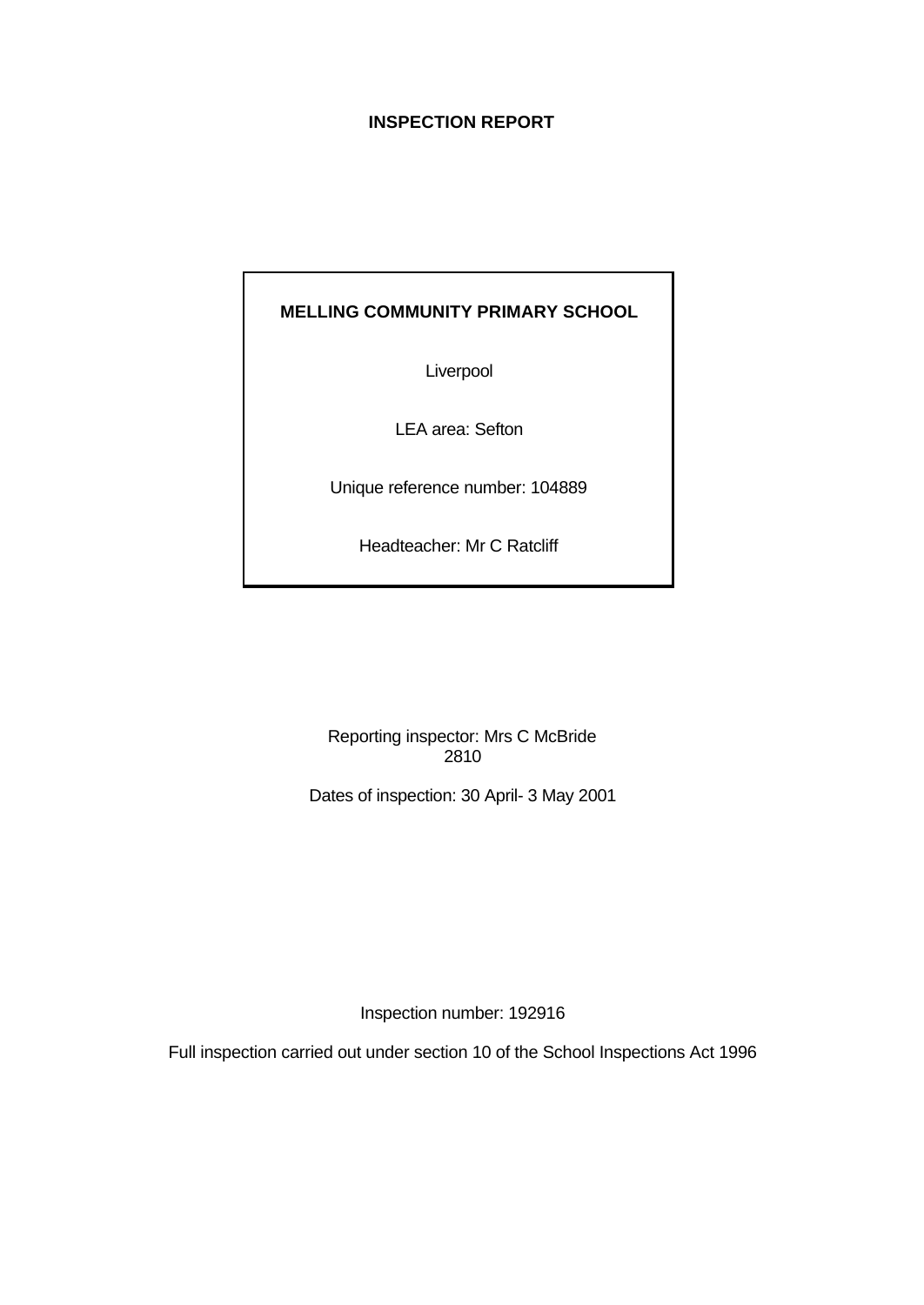# INSPECTION REPORT

**MELLING COMMUNITY PRIMARY SCHOOL**

Liverpool

LEA area: Sefton

Unique reference number: 104889

Headteacher: Mr C Ratcliff

Reporting inspector: Mrs C McBride
2810

Dates of inspection: 30 April- 3 May 2001

Inspection number: 192916

Full inspection carried out under section 10 of the School Inspections Act 1996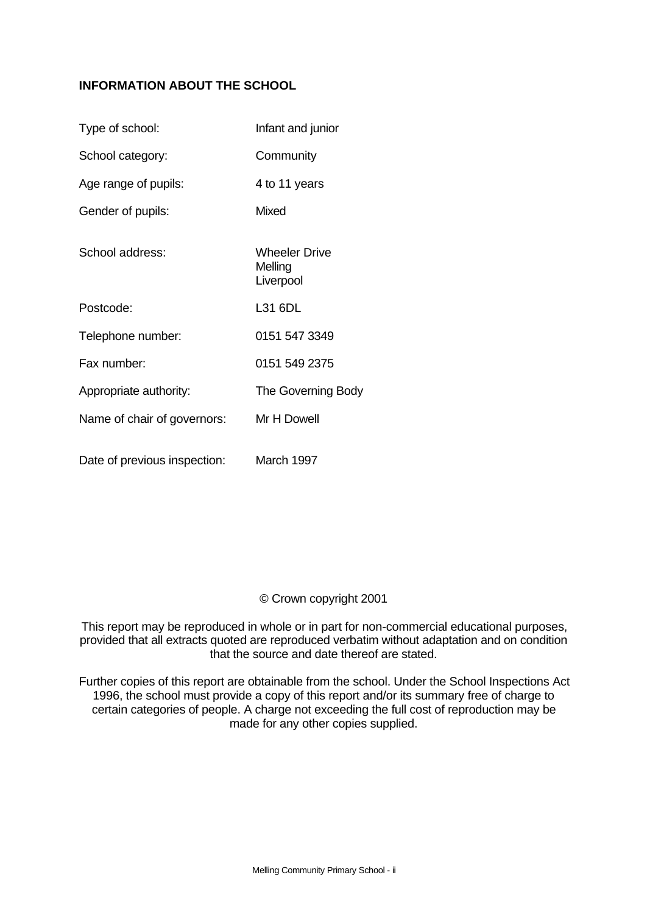**INFORMATION ABOUT THE SCHOOL**

| | |
|---|---|
| Type of school: | Infant and junior |
| School category: | Community |
| Age range of pupils: | 4 to 11 years |
| Gender of pupils: | Mixed |
| School address: | Wheeler Drive<br>Melling<br>Liverpool |
| Postcode: | L31 6DL |
| Telephone number: | 0151 547 3349 |
| Fax number: | 0151 549 2375 |
| Appropriate authority: | The Governing Body |
| Name of chair of governors: | Mr H Dowell |
| Date of previous inspection: | March 1997 |

© Crown copyright 2001

This report may be reproduced in whole or in part for non-commercial educational purposes, provided that all extracts quoted are reproduced verbatim without adaptation and on condition that the source and date thereof are stated.

Further copies of this report are obtainable from the school. Under the School Inspections Act 1996, the school must provide a copy of this report and/or its summary free of charge to certain categories of people. A charge not exceeding the full cost of reproduction may be made for any other copies supplied.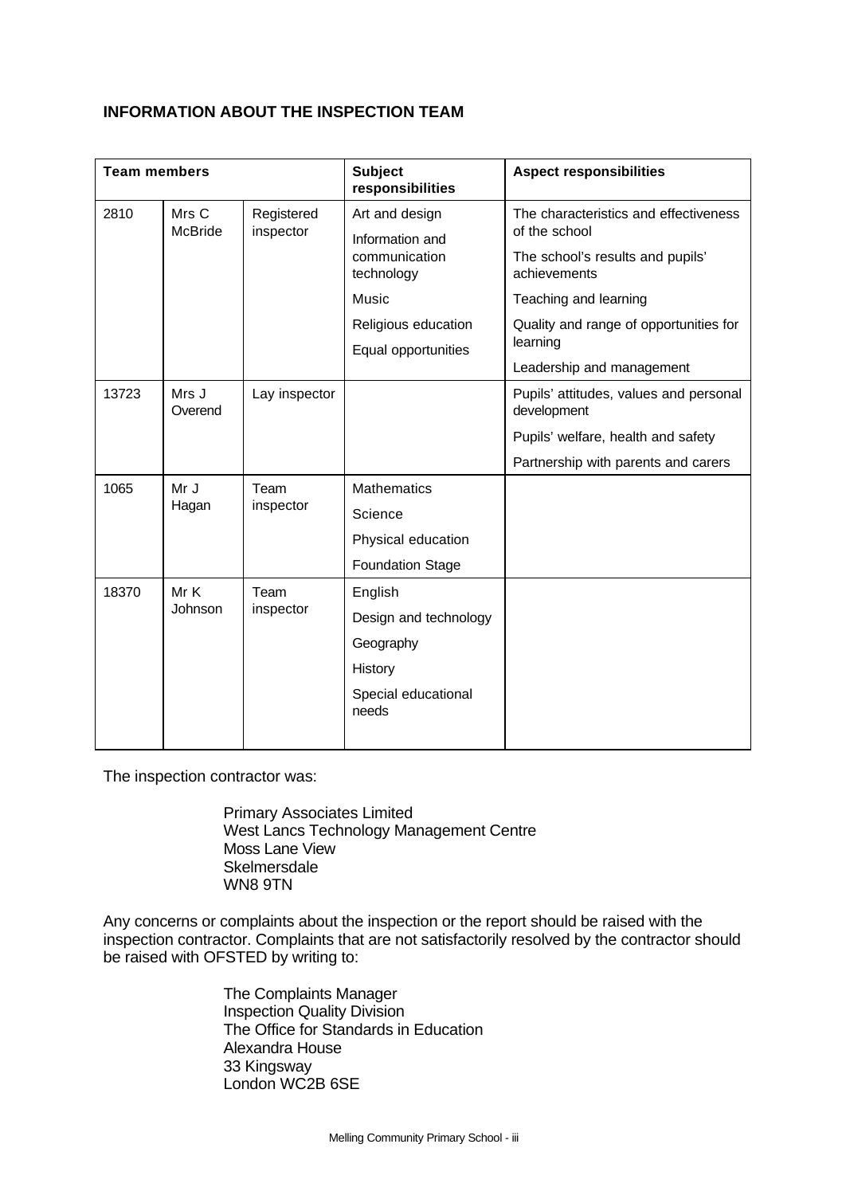## INFORMATION ABOUT THE INSPECTION TEAM

| Team members | | | Subject responsibilities | Aspect responsibilities |
|---|---|---|---|---|
| 2810 | Mrs C McBride | Registered inspector | Art and design<br>Information and communication technology<br>Music<br>Religious education<br>Equal opportunities | The characteristics and effectiveness of the school<br>The school's results and pupils' achievements<br>Teaching and learning<br>Quality and range of opportunities for learning<br>Leadership and management |
| 13723 | Mrs J Overend | Lay inspector | | Pupils' attitudes, values and personal development<br>Pupils' welfare, health and safety<br>Partnership with parents and carers |
| 1065 | Mr J Hagan | Team inspector | Mathematics<br>Science<br>Physical education<br>Foundation Stage | |
| 18370 | Mr K Johnson | Team inspector | English<br>Design and technology<br>Geography<br>History<br>Special educational needs | |

The inspection contractor was:

Primary Associates Limited
West Lancs Technology Management Centre
Moss Lane View
Skelmersdale
WN8 9TN

Any concerns or complaints about the inspection or the report should be raised with the inspection contractor. Complaints that are not satisfactorily resolved by the contractor should be raised with OFSTED by writing to:

The Complaints Manager
Inspection Quality Division
The Office for Standards in Education
Alexandra House
33 Kingsway
London WC2B 6SE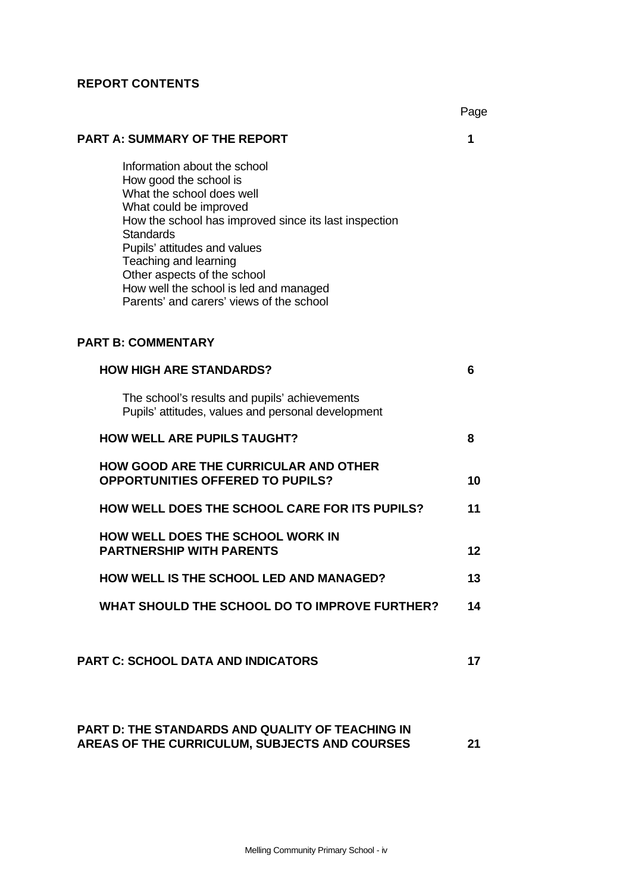## REPORT CONTENTS

| | Page |
|---|---|
| **PART A: SUMMARY OF THE REPORT** | **1** |
| Information about the school<br>How good the school is<br>What the school does well<br>What could be improved<br>How the school has improved since its last inspection<br>Standards<br>Pupils' attitudes and values<br>Teaching and learning<br>Other aspects of the school<br>How well the school is led and managed<br>Parents' and carers' views of the school | |
| **PART B: COMMENTARY** | |
| **HOW HIGH ARE STANDARDS?** | **6** |
| The school's results and pupils' achievements<br>Pupils' attitudes, values and personal development | |
| **HOW WELL ARE PUPILS TAUGHT?** | **8** |
| **HOW GOOD ARE THE CURRICULAR AND OTHER OPPORTUNITIES OFFERED TO PUPILS?** | **10** |
| **HOW WELL DOES THE SCHOOL CARE FOR ITS PUPILS?** | **11** |
| **HOW WELL DOES THE SCHOOL WORK IN PARTNERSHIP WITH PARENTS** | **12** |
| **HOW WELL IS THE SCHOOL LED AND MANAGED?** | **13** |
| **WHAT SHOULD THE SCHOOL DO TO IMPROVE FURTHER?** | **14** |
| **PART C: SCHOOL DATA AND INDICATORS** | **17** |
| **PART D: THE STANDARDS AND QUALITY OF TEACHING IN AREAS OF THE CURRICULUM, SUBJECTS AND COURSES** | **21** |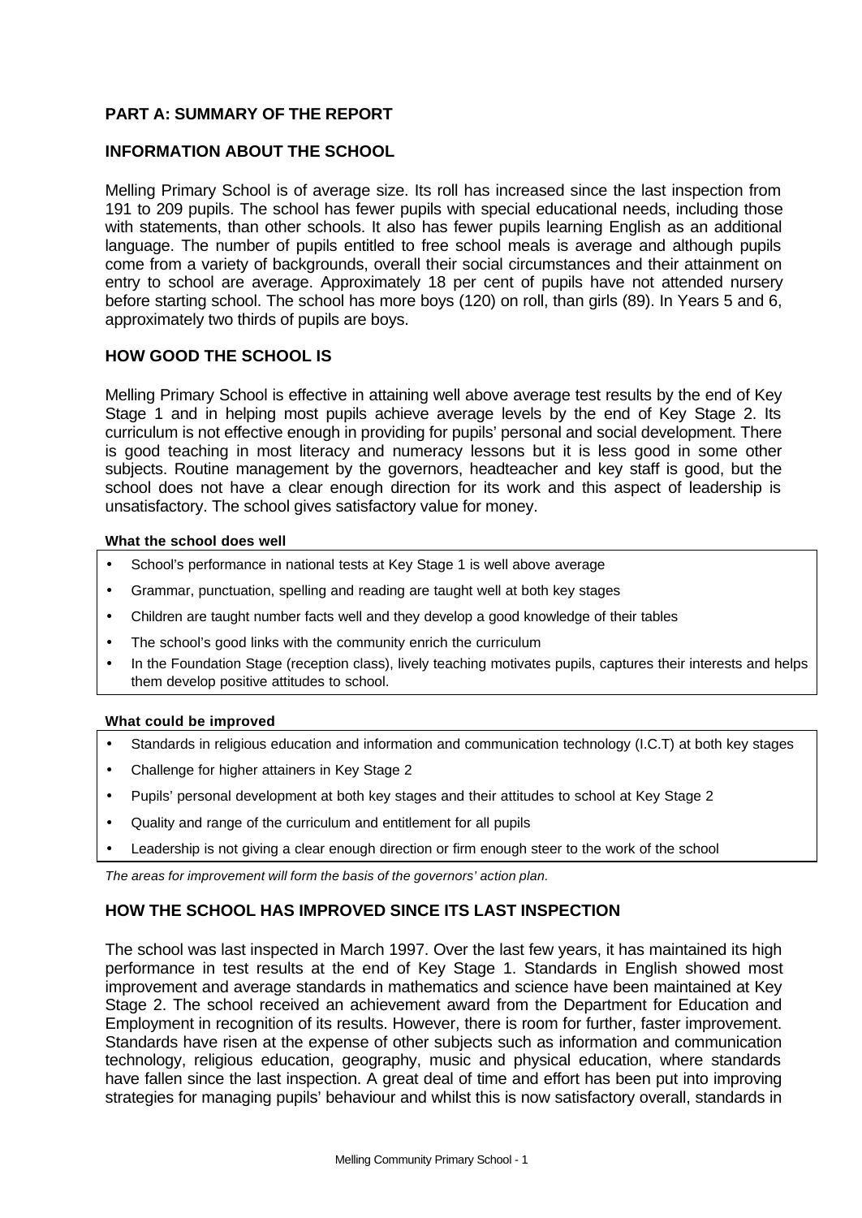## PART A: SUMMARY OF THE REPORT

### INFORMATION ABOUT THE SCHOOL

Melling Primary School is of average size. Its roll has increased since the last inspection from 191 to 209 pupils. The school has fewer pupils with special educational needs, including those with statements, than other schools. It also has fewer pupils learning English as an additional language. The number of pupils entitled to free school meals is average and although pupils come from a variety of backgrounds, overall their social circumstances and their attainment on entry to school are average. Approximately 18 per cent of pupils have not attended nursery before starting school. The school has more boys (120) on roll, than girls (89). In Years 5 and 6, approximately two thirds of pupils are boys.

### HOW GOOD THE SCHOOL IS

Melling Primary School is effective in attaining well above average test results by the end of Key Stage 1 and in helping most pupils achieve average levels by the end of Key Stage 2. Its curriculum is not effective enough in providing for pupils' personal and social development. There is good teaching in most literacy and numeracy lessons but it is less good in some other subjects. Routine management by the governors, headteacher and key staff is good, but the school does not have a clear enough direction for its work and this aspect of leadership is unsatisfactory. The school gives satisfactory value for money.

**What the school does well**

- School's performance in national tests at Key Stage 1 is well above average
- Grammar, punctuation, spelling and reading are taught well at both key stages
- Children are taught number facts well and they develop a good knowledge of their tables
- The school's good links with the community enrich the curriculum
- In the Foundation Stage (reception class), lively teaching motivates pupils, captures their interests and helps them develop positive attitudes to school.

**What could be improved**

- Standards in religious education and information and communication technology (I.C.T) at both key stages
- Challenge for higher attainers in Key Stage 2
- Pupils' personal development at both key stages and their attitudes to school at Key Stage 2
- Quality and range of the curriculum and entitlement for all pupils
- Leadership is not giving a clear enough direction or firm enough steer to the work of the school

*The areas for improvement will form the basis of the governors' action plan.*

### HOW THE SCHOOL HAS IMPROVED SINCE ITS LAST INSPECTION

The school was last inspected in March 1997. Over the last few years, it has maintained its high performance in test results at the end of Key Stage 1. Standards in English showed most improvement and average standards in mathematics and science have been maintained at Key Stage 2. The school received an achievement award from the Department for Education and Employment in recognition of its results. However, there is room for further, faster improvement. Standards have risen at the expense of other subjects such as information and communication technology, religious education, geography, music and physical education, where standards have fallen since the last inspection. A great deal of time and effort has been put into improving strategies for managing pupils' behaviour and whilst this is now satisfactory overall, standards in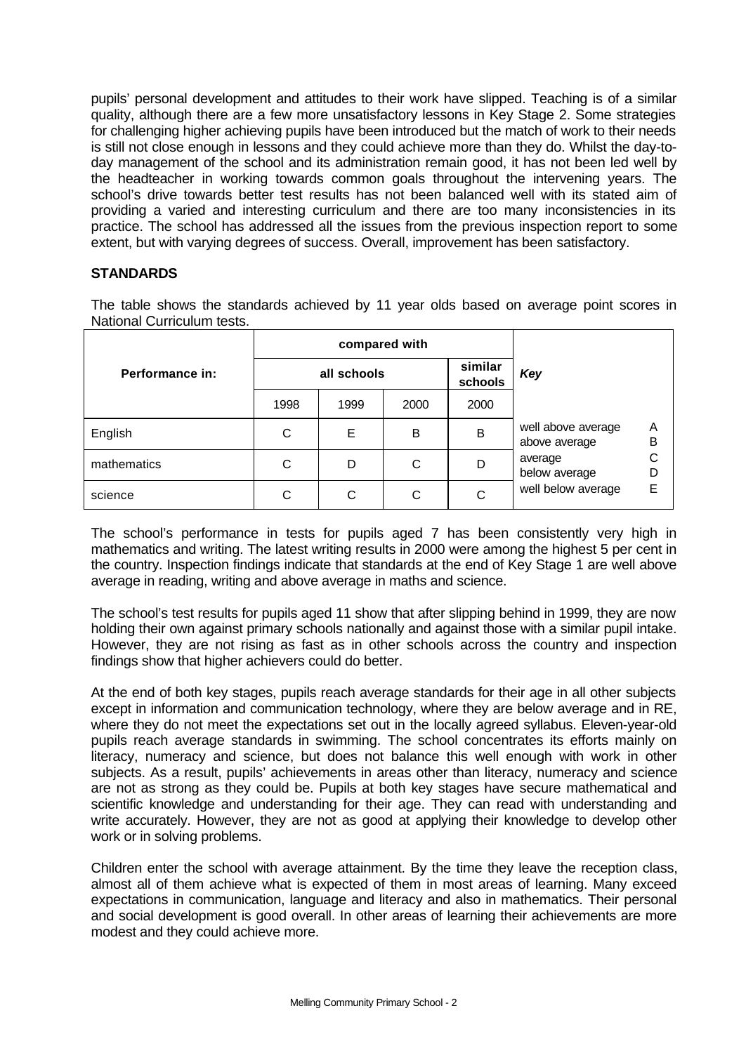pupils' personal development and attitudes to their work have slipped. Teaching is of a similar quality, although there are a few more unsatisfactory lessons in Key Stage 2. Some strategies for challenging higher achieving pupils have been introduced but the match of work to their needs is still not close enough in lessons and they could achieve more than they do. Whilst the day-to-day management of the school and its administration remain good, it has not been led well by the headteacher in working towards common goals throughout the intervening years. The school's drive towards better test results has not been balanced well with its stated aim of providing a varied and interesting curriculum and there are too many inconsistencies in its practice. The school has addressed all the issues from the previous inspection report to some extent, but with varying degrees of success. Overall, improvement has been satisfactory.

**STANDARDS**

The table shows the standards achieved by 11 year olds based on average point scores in National Curriculum tests.

| Performance in: | compared with | | | | Key | |
|---|---|---|---|---|---|---|
| | all schools | | | similar schools | | |
| | 1998 | 1999 | 2000 | 2000 | | |
| English | C | E | B | B | well above average<br>above average | A<br>B |
| mathematics | C | D | C | D | average<br>below average | C<br>D |
| science | C | C | C | C | well below average | E |

The school's performance in tests for pupils aged 7 has been consistently very high in mathematics and writing. The latest writing results in 2000 were among the highest 5 per cent in the country. Inspection findings indicate that standards at the end of Key Stage 1 are well above average in reading, writing and above average in maths and science.

The school's test results for pupils aged 11 show that after slipping behind in 1999, they are now holding their own against primary schools nationally and against those with a similar pupil intake. However, they are not rising as fast as in other schools across the country and inspection findings show that higher achievers could do better.

At the end of both key stages, pupils reach average standards for their age in all other subjects except in information and communication technology, where they are below average and in RE, where they do not meet the expectations set out in the locally agreed syllabus. Eleven-year-old pupils reach average standards in swimming. The school concentrates its efforts mainly on literacy, numeracy and science, but does not balance this well enough with work in other subjects. As a result, pupils' achievements in areas other than literacy, numeracy and science are not as strong as they could be. Pupils at both key stages have secure mathematical and scientific knowledge and understanding for their age. They can read with understanding and write accurately. However, they are not as good at applying their knowledge to develop other work or in solving problems.

Children enter the school with average attainment. By the time they leave the reception class, almost all of them achieve what is expected of them in most areas of learning. Many exceed expectations in communication, language and literacy and also in mathematics. Their personal and social development is good overall. In other areas of learning their achievements are more modest and they could achieve more.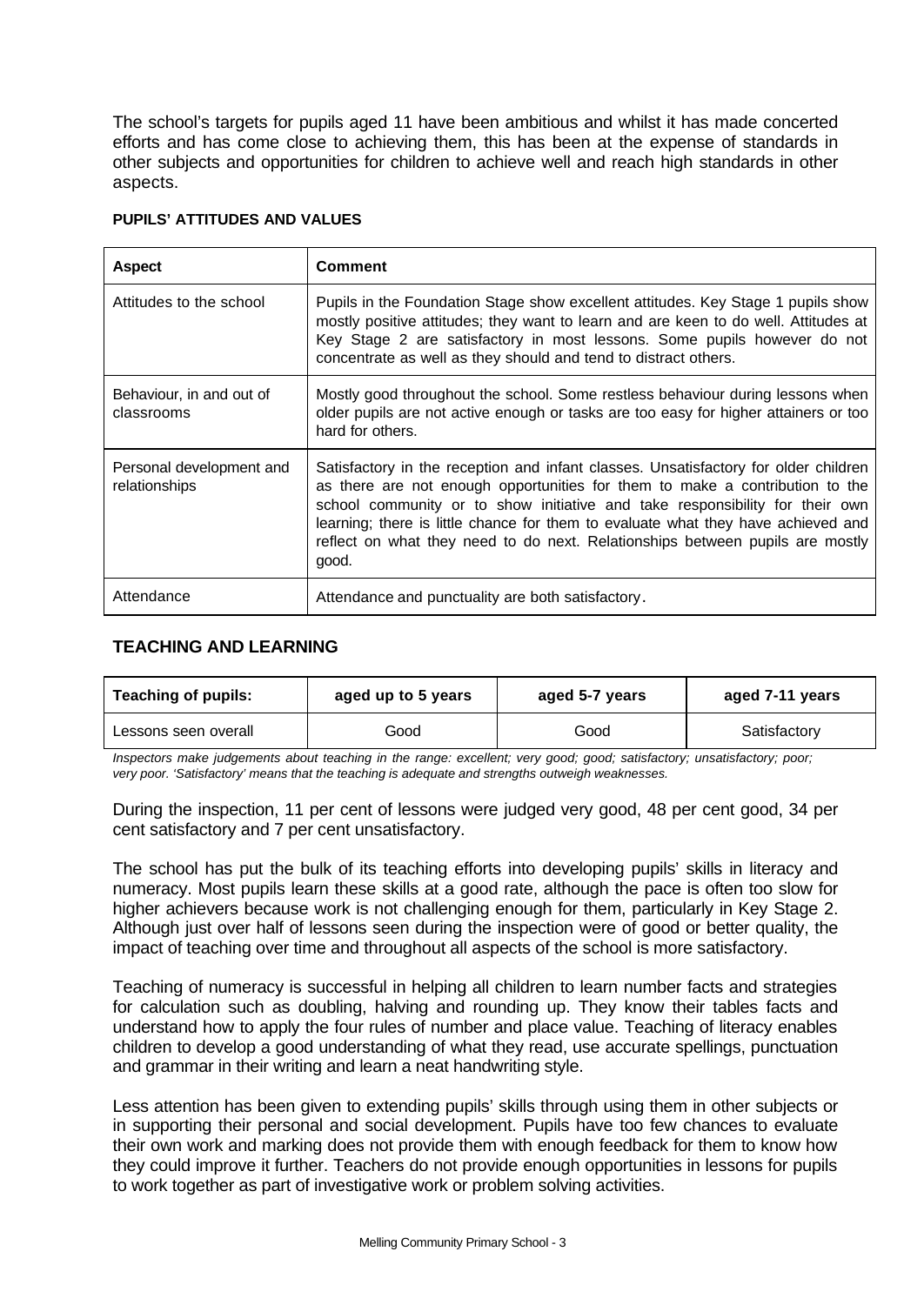The school's targets for pupils aged 11 have been ambitious and whilst it has made concerted efforts and has come close to achieving them, this has been at the expense of standards in other subjects and opportunities for children to achieve well and reach high standards in other aspects.

**PUPILS' ATTITUDES AND VALUES**

| Aspect | Comment |
|---|---|
| Attitudes to the school | Pupils in the Foundation Stage show excellent attitudes. Key Stage 1 pupils show mostly positive attitudes; they want to learn and are keen to do well. Attitudes at Key Stage 2 are satisfactory in most lessons. Some pupils however do not concentrate as well as they should and tend to distract others. |
| Behaviour, in and out of classrooms | Mostly good throughout the school. Some restless behaviour during lessons when older pupils are not active enough or tasks are too easy for higher attainers or too hard for others. |
| Personal development and relationships | Satisfactory in the reception and infant classes. Unsatisfactory for older children as there are not enough opportunities for them to make a contribution to the school community or to show initiative and take responsibility for their own learning; there is little chance for them to evaluate what they have achieved and reflect on what they need to do next. Relationships between pupils are mostly good. |
| Attendance | Attendance and punctuality are both satisfactory. |

## TEACHING AND LEARNING

| Teaching of pupils: | aged up to 5 years | aged 5-7 years | aged 7-11 years |
|---|---|---|---|
| Lessons seen overall | Good | Good | Satisfactory |

*Inspectors make judgements about teaching in the range: excellent; very good; good; satisfactory; unsatisfactory; poor; very poor. 'Satisfactory' means that the teaching is adequate and strengths outweigh weaknesses.*

During the inspection, 11 per cent of lessons were judged very good, 48 per cent good, 34 per cent satisfactory and 7 per cent unsatisfactory.

The school has put the bulk of its teaching efforts into developing pupils' skills in literacy and numeracy. Most pupils learn these skills at a good rate, although the pace is often too slow for higher achievers because work is not challenging enough for them, particularly in Key Stage 2. Although just over half of lessons seen during the inspection were of good or better quality, the impact of teaching over time and throughout all aspects of the school is more satisfactory.

Teaching of numeracy is successful in helping all children to learn number facts and strategies for calculation such as doubling, halving and rounding up. They know their tables facts and understand how to apply the four rules of number and place value. Teaching of literacy enables children to develop a good understanding of what they read, use accurate spellings, punctuation and grammar in their writing and learn a neat handwriting style.

Less attention has been given to extending pupils' skills through using them in other subjects or in supporting their personal and social development. Pupils have too few chances to evaluate their own work and marking does not provide them with enough feedback for them to know how they could improve it further. Teachers do not provide enough opportunities in lessons for pupils to work together as part of investigative work or problem solving activities.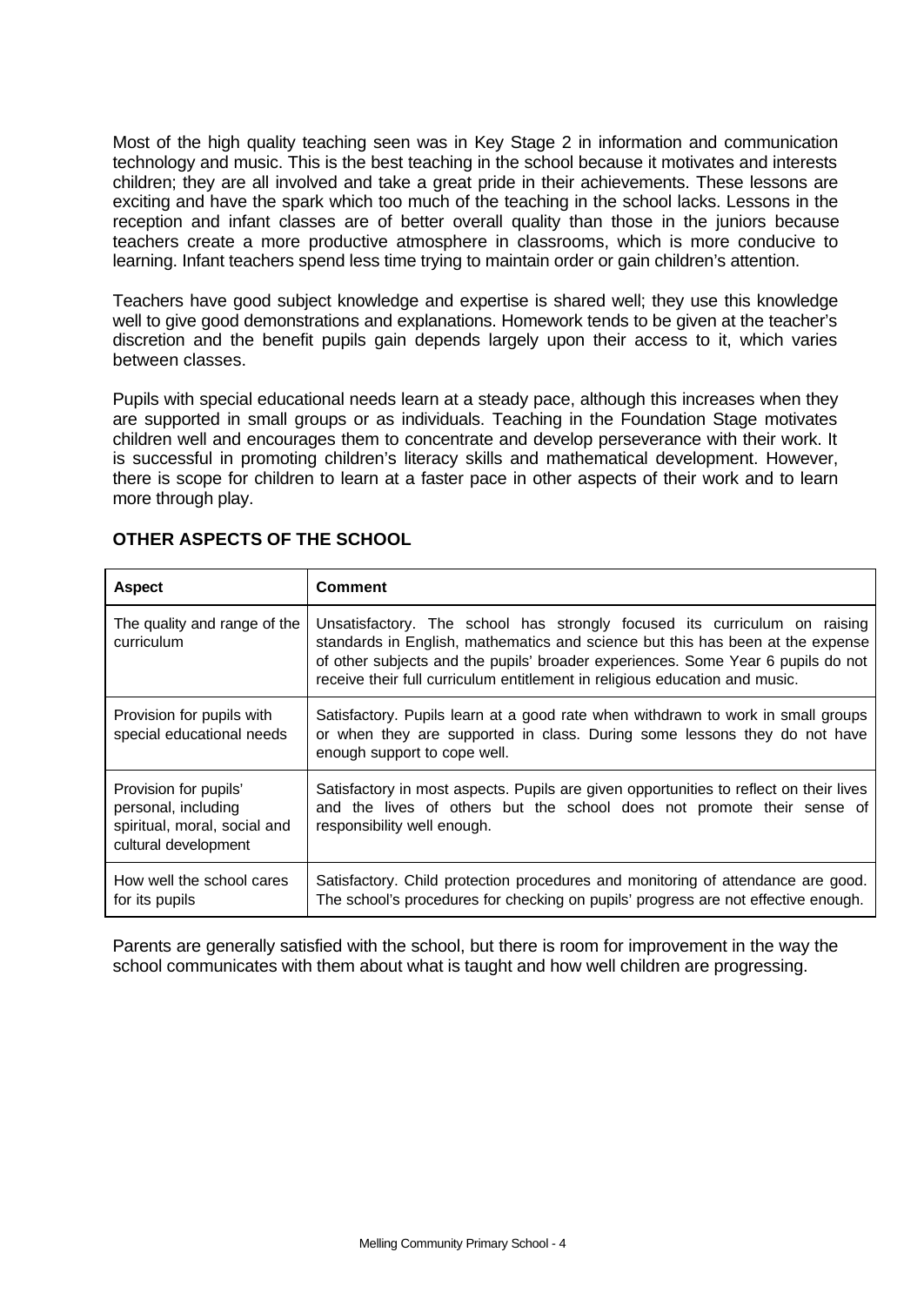Most of the high quality teaching seen was in Key Stage 2 in information and communication technology and music. This is the best teaching in the school because it motivates and interests children; they are all involved and take a great pride in their achievements. These lessons are exciting and have the spark which too much of the teaching in the school lacks. Lessons in the reception and infant classes are of better overall quality than those in the juniors because teachers create a more productive atmosphere in classrooms, which is more conducive to learning. Infant teachers spend less time trying to maintain order or gain children's attention.

Teachers have good subject knowledge and expertise is shared well; they use this knowledge well to give good demonstrations and explanations. Homework tends to be given at the teacher's discretion and the benefit pupils gain depends largely upon their access to it, which varies between classes.

Pupils with special educational needs learn at a steady pace, although this increases when they are supported in small groups or as individuals. Teaching in the Foundation Stage motivates children well and encourages them to concentrate and develop perseverance with their work. It is successful in promoting children's literacy skills and mathematical development. However, there is scope for children to learn at a faster pace in other aspects of their work and to learn more through play.

## OTHER ASPECTS OF THE SCHOOL

| Aspect | Comment |
|---|---|
| The quality and range of the curriculum | Unsatisfactory. The school has strongly focused its curriculum on raising standards in English, mathematics and science but this has been at the expense of other subjects and the pupils' broader experiences. Some Year 6 pupils do not receive their full curriculum entitlement in religious education and music. |
| Provision for pupils with special educational needs | Satisfactory. Pupils learn at a good rate when withdrawn to work in small groups or when they are supported in class. During some lessons they do not have enough support to cope well. |
| Provision for pupils' personal, including spiritual, moral, social and cultural development | Satisfactory in most aspects. Pupils are given opportunities to reflect on their lives and the lives of others but the school does not promote their sense of responsibility well enough. |
| How well the school cares for its pupils | Satisfactory. Child protection procedures and monitoring of attendance are good. The school's procedures for checking on pupils' progress are not effective enough. |

Parents are generally satisfied with the school, but there is room for improvement in the way the school communicates with them about what is taught and how well children are progressing.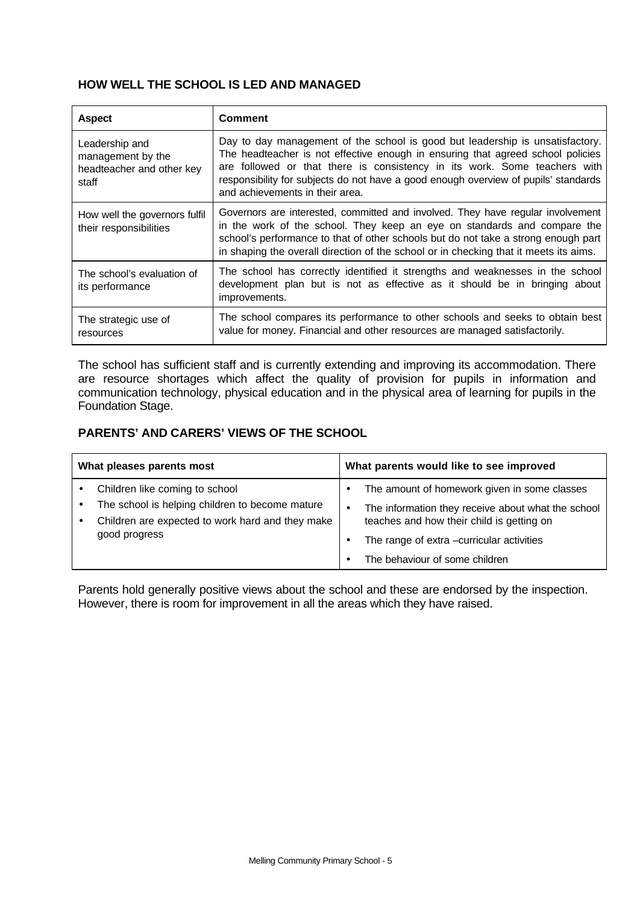### HOW WELL THE SCHOOL IS LED AND MANAGED

| Aspect | Comment |
|---|---|
| Leadership and management by the headteacher and other key staff | Day to day management of the school is good but leadership is unsatisfactory. The headteacher is not effective enough in ensuring that agreed school policies are followed or that there is consistency in its work. Some teachers with responsibility for subjects do not have a good enough overview of pupils' standards and achievements in their area. |
| How well the governors fulfil their responsibilities | Governors are interested, committed and involved. They have regular involvement in the work of the school. They keep an eye on standards and compare the school's performance to that of other schools but do not take a strong enough part in shaping the overall direction of the school or in checking that it meets its aims. |
| The school's evaluation of its performance | The school has correctly identified it strengths and weaknesses in the school development plan but is not as effective as it should be in bringing about improvements. |
| The strategic use of resources | The school compares its performance to other schools and seeks to obtain best value for money. Financial and other resources are managed satisfactorily. |

The school has sufficient staff and is currently extending and improving its accommodation. There are resource shortages which affect the quality of provision for pupils in information and communication technology, physical education and in the physical area of learning for pupils in the Foundation Stage.

### PARENTS' AND CARERS' VIEWS OF THE SCHOOL

| What pleases parents most | What parents would like to see improved |
|---|---|
| • Children like coming to school<br>• The school is helping children to become mature<br>• Children are expected to work hard and they make good progress | • The amount of homework given in some classes<br>• The information they receive about what the school teaches and how their child is getting on<br>• The range of extra –curricular activities<br>• The behaviour of some children |

Parents hold generally positive views about the school and these are endorsed by the inspection. However, there is room for improvement in all the areas which they have raised.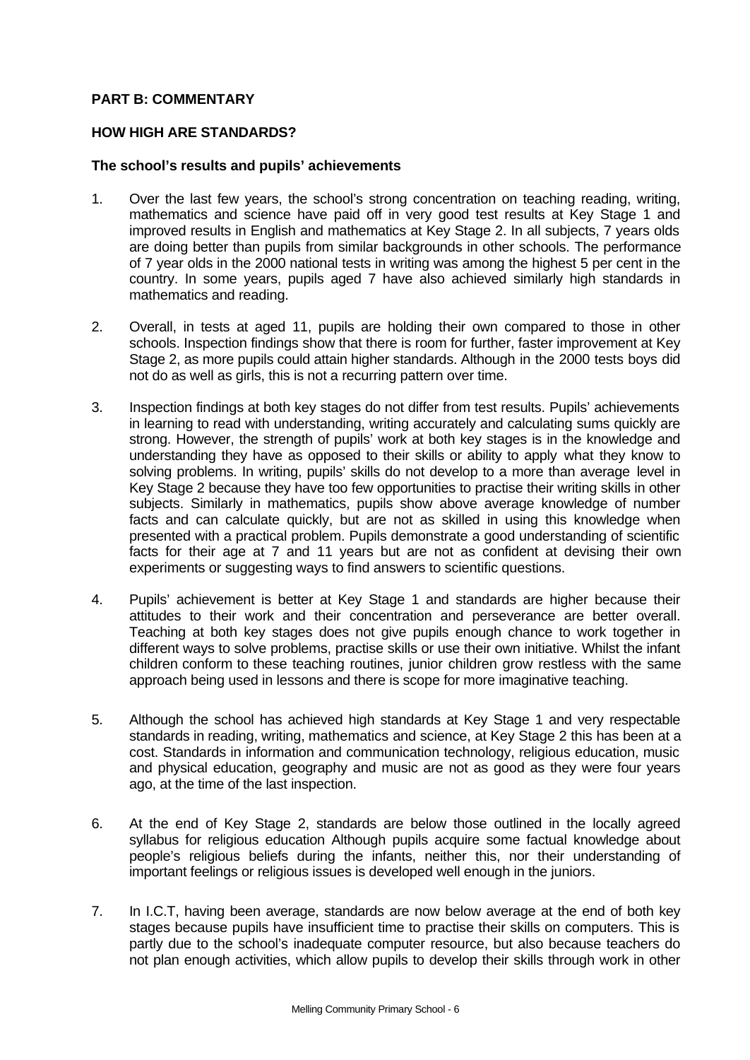**PART B: COMMENTARY**

**HOW HIGH ARE STANDARDS?**

**The school's results and pupils' achievements**

1. Over the last few years, the school's strong concentration on teaching reading, writing, mathematics and science have paid off in very good test results at Key Stage 1 and improved results in English and mathematics at Key Stage 2. In all subjects, 7 years olds are doing better than pupils from similar backgrounds in other schools. The performance of 7 year olds in the 2000 national tests in writing was among the highest 5 per cent in the country. In some years, pupils aged 7 have also achieved similarly high standards in mathematics and reading.

2. Overall, in tests at aged 11, pupils are holding their own compared to those in other schools. Inspection findings show that there is room for further, faster improvement at Key Stage 2, as more pupils could attain higher standards. Although in the 2000 tests boys did not do as well as girls, this is not a recurring pattern over time.

3. Inspection findings at both key stages do not differ from test results. Pupils' achievements in learning to read with understanding, writing accurately and calculating sums quickly are strong. However, the strength of pupils' work at both key stages is in the knowledge and understanding they have as opposed to their skills or ability to apply what they know to solving problems. In writing, pupils' skills do not develop to a more than average level in Key Stage 2 because they have too few opportunities to practise their writing skills in other subjects. Similarly in mathematics, pupils show above average knowledge of number facts and can calculate quickly, but are not as skilled in using this knowledge when presented with a practical problem. Pupils demonstrate a good understanding of scientific facts for their age at 7 and 11 years but are not as confident at devising their own experiments or suggesting ways to find answers to scientific questions.

4. Pupils' achievement is better at Key Stage 1 and standards are higher because their attitudes to their work and their concentration and perseverance are better overall. Teaching at both key stages does not give pupils enough chance to work together in different ways to solve problems, practise skills or use their own initiative. Whilst the infant children conform to these teaching routines, junior children grow restless with the same approach being used in lessons and there is scope for more imaginative teaching.

5. Although the school has achieved high standards at Key Stage 1 and very respectable standards in reading, writing, mathematics and science, at Key Stage 2 this has been at a cost. Standards in information and communication technology, religious education, music and physical education, geography and music are not as good as they were four years ago, at the time of the last inspection.

6. At the end of Key Stage 2, standards are below those outlined in the locally agreed syllabus for religious education Although pupils acquire some factual knowledge about people's religious beliefs during the infants, neither this, nor their understanding of important feelings or religious issues is developed well enough in the juniors.

7. In I.C.T, having been average, standards are now below average at the end of both key stages because pupils have insufficient time to practise their skills on computers. This is partly due to the school's inadequate computer resource, but also because teachers do not plan enough activities, which allow pupils to develop their skills through work in other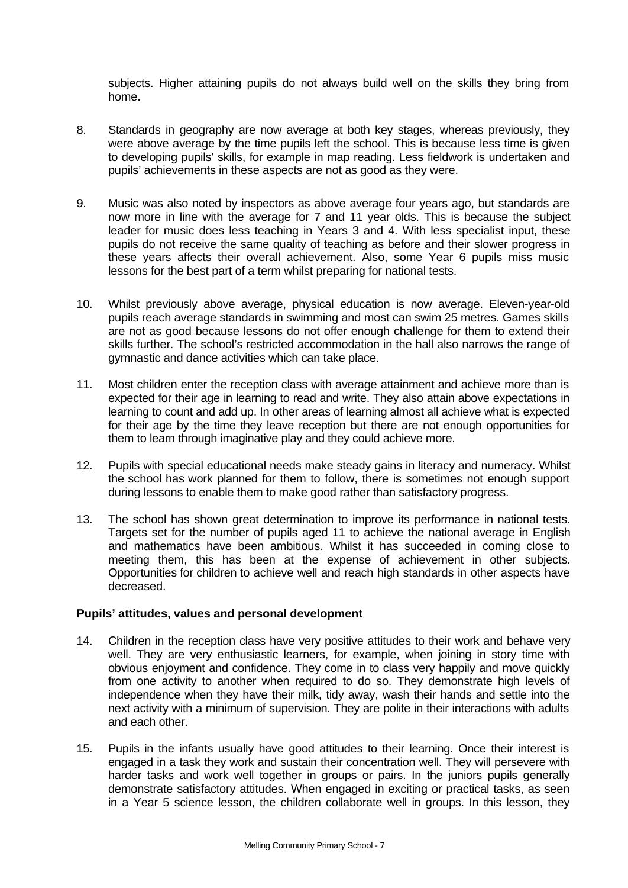subjects. Higher attaining pupils do not always build well on the skills they bring from home.

8. Standards in geography are now average at both key stages, whereas previously, they were above average by the time pupils left the school. This is because less time is given to developing pupils' skills, for example in map reading. Less fieldwork is undertaken and pupils' achievements in these aspects are not as good as they were.

9. Music was also noted by inspectors as above average four years ago, but standards are now more in line with the average for 7 and 11 year olds. This is because the subject leader for music does less teaching in Years 3 and 4. With less specialist input, these pupils do not receive the same quality of teaching as before and their slower progress in these years affects their overall achievement. Also, some Year 6 pupils miss music lessons for the best part of a term whilst preparing for national tests.

10. Whilst previously above average, physical education is now average. Eleven-year-old pupils reach average standards in swimming and most can swim 25 metres. Games skills are not as good because lessons do not offer enough challenge for them to extend their skills further. The school's restricted accommodation in the hall also narrows the range of gymnastic and dance activities which can take place.

11. Most children enter the reception class with average attainment and achieve more than is expected for their age in learning to read and write. They also attain above expectations in learning to count and add up. In other areas of learning almost all achieve what is expected for their age by the time they leave reception but there are not enough opportunities for them to learn through imaginative play and they could achieve more.

12. Pupils with special educational needs make steady gains in literacy and numeracy. Whilst the school has work planned for them to follow, there is sometimes not enough support during lessons to enable them to make good rather than satisfactory progress.

13. The school has shown great determination to improve its performance in national tests. Targets set for the number of pupils aged 11 to achieve the national average in English and mathematics have been ambitious. Whilst it has succeeded in coming close to meeting them, this has been at the expense of achievement in other subjects. Opportunities for children to achieve well and reach high standards in other aspects have decreased.

**Pupils' attitudes, values and personal development**

14. Children in the reception class have very positive attitudes to their work and behave very well. They are very enthusiastic learners, for example, when joining in story time with obvious enjoyment and confidence. They come in to class very happily and move quickly from one activity to another when required to do so. They demonstrate high levels of independence when they have their milk, tidy away, wash their hands and settle into the next activity with a minimum of supervision. They are polite in their interactions with adults and each other.

15. Pupils in the infants usually have good attitudes to their learning. Once their interest is engaged in a task they work and sustain their concentration well. They will persevere with harder tasks and work well together in groups or pairs. In the juniors pupils generally demonstrate satisfactory attitudes. When engaged in exciting or practical tasks, as seen in a Year 5 science lesson, the children collaborate well in groups. In this lesson, they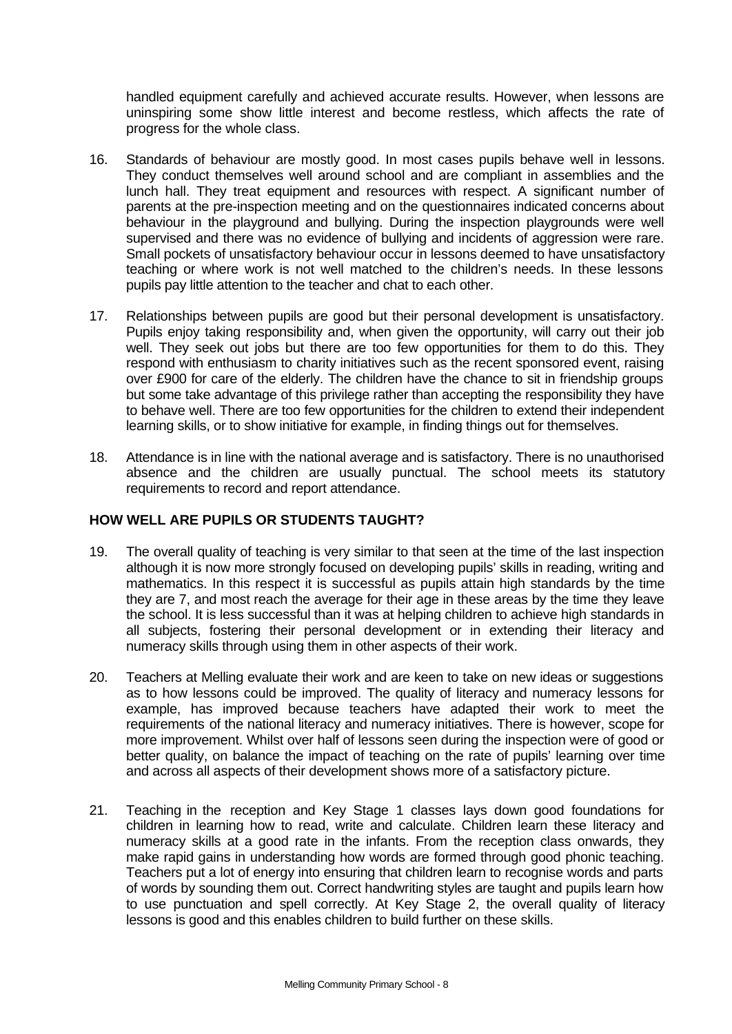handled equipment carefully and achieved accurate results. However, when lessons are uninspiring some show little interest and become restless, which affects the rate of progress for the whole class.

16. Standards of behaviour are mostly good. In most cases pupils behave well in lessons. They conduct themselves well around school and are compliant in assemblies and the lunch hall. They treat equipment and resources with respect. A significant number of parents at the pre-inspection meeting and on the questionnaires indicated concerns about behaviour in the playground and bullying. During the inspection playgrounds were well supervised and there was no evidence of bullying and incidents of aggression were rare. Small pockets of unsatisfactory behaviour occur in lessons deemed to have unsatisfactory teaching or where work is not well matched to the children's needs. In these lessons pupils pay little attention to the teacher and chat to each other.

17. Relationships between pupils are good but their personal development is unsatisfactory. Pupils enjoy taking responsibility and, when given the opportunity, will carry out their job well. They seek out jobs but there are too few opportunities for them to do this. They respond with enthusiasm to charity initiatives such as the recent sponsored event, raising over £900 for care of the elderly. The children have the chance to sit in friendship groups but some take advantage of this privilege rather than accepting the responsibility they have to behave well. There are too few opportunities for the children to extend their independent learning skills, or to show initiative for example, in finding things out for themselves.

18. Attendance is in line with the national average and is satisfactory. There is no unauthorised absence and the children are usually punctual. The school meets its statutory requirements to record and report attendance.

## HOW WELL ARE PUPILS OR STUDENTS TAUGHT?

19. The overall quality of teaching is very similar to that seen at the time of the last inspection although it is now more strongly focused on developing pupils' skills in reading, writing and mathematics. In this respect it is successful as pupils attain high standards by the time they are 7, and most reach the average for their age in these areas by the time they leave the school. It is less successful than it was at helping children to achieve high standards in all subjects, fostering their personal development or in extending their literacy and numeracy skills through using them in other aspects of their work.

20. Teachers at Melling evaluate their work and are keen to take on new ideas or suggestions as to how lessons could be improved. The quality of literacy and numeracy lessons for example, has improved because teachers have adapted their work to meet the requirements of the national literacy and numeracy initiatives. There is however, scope for more improvement. Whilst over half of lessons seen during the inspection were of good or better quality, on balance the impact of teaching on the rate of pupils' learning over time and across all aspects of their development shows more of a satisfactory picture.

21. Teaching in the reception and Key Stage 1 classes lays down good foundations for children in learning how to read, write and calculate. Children learn these literacy and numeracy skills at a good rate in the infants. From the reception class onwards, they make rapid gains in understanding how words are formed through good phonic teaching. Teachers put a lot of energy into ensuring that children learn to recognise words and parts of words by sounding them out. Correct handwriting styles are taught and pupils learn how to use punctuation and spell correctly. At Key Stage 2, the overall quality of literacy lessons is good and this enables children to build further on these skills.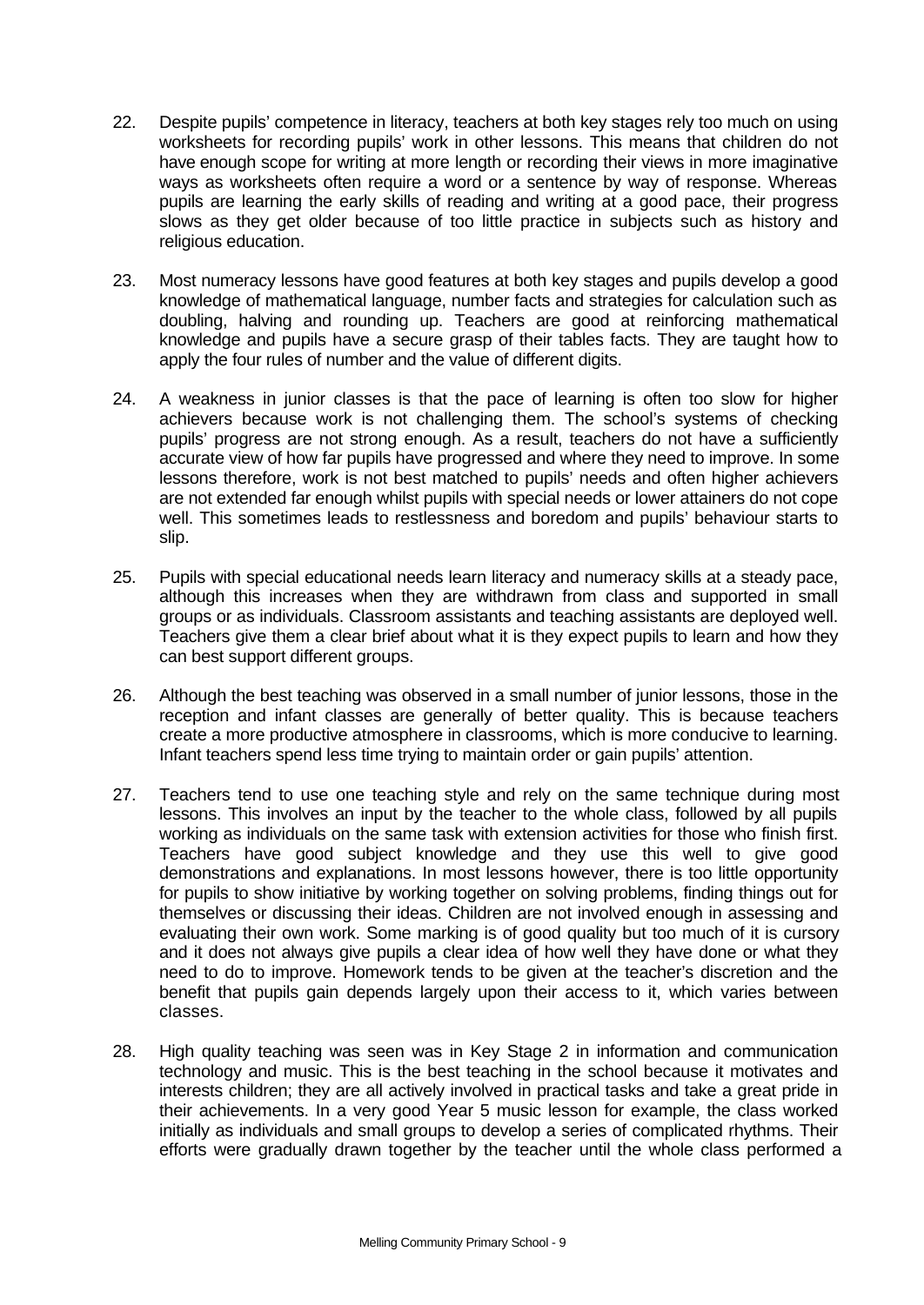22. Despite pupils' competence in literacy, teachers at both key stages rely too much on using worksheets for recording pupils' work in other lessons. This means that children do not have enough scope for writing at more length or recording their views in more imaginative ways as worksheets often require a word or a sentence by way of response. Whereas pupils are learning the early skills of reading and writing at a good pace, their progress slows as they get older because of too little practice in subjects such as history and religious education.

23. Most numeracy lessons have good features at both key stages and pupils develop a good knowledge of mathematical language, number facts and strategies for calculation such as doubling, halving and rounding up. Teachers are good at reinforcing mathematical knowledge and pupils have a secure grasp of their tables facts. They are taught how to apply the four rules of number and the value of different digits.

24. A weakness in junior classes is that the pace of learning is often too slow for higher achievers because work is not challenging them. The school's systems of checking pupils' progress are not strong enough. As a result, teachers do not have a sufficiently accurate view of how far pupils have progressed and where they need to improve. In some lessons therefore, work is not best matched to pupils' needs and often higher achievers are not extended far enough whilst pupils with special needs or lower attainers do not cope well. This sometimes leads to restlessness and boredom and pupils' behaviour starts to slip.

25. Pupils with special educational needs learn literacy and numeracy skills at a steady pace, although this increases when they are withdrawn from class and supported in small groups or as individuals. Classroom assistants and teaching assistants are deployed well. Teachers give them a clear brief about what it is they expect pupils to learn and how they can best support different groups.

26. Although the best teaching was observed in a small number of junior lessons, those in the reception and infant classes are generally of better quality. This is because teachers create a more productive atmosphere in classrooms, which is more conducive to learning. Infant teachers spend less time trying to maintain order or gain pupils' attention.

27. Teachers tend to use one teaching style and rely on the same technique during most lessons. This involves an input by the teacher to the whole class, followed by all pupils working as individuals on the same task with extension activities for those who finish first. Teachers have good subject knowledge and they use this well to give good demonstrations and explanations. In most lessons however, there is too little opportunity for pupils to show initiative by working together on solving problems, finding things out for themselves or discussing their ideas. Children are not involved enough in assessing and evaluating their own work. Some marking is of good quality but too much of it is cursory and it does not always give pupils a clear idea of how well they have done or what they need to do to improve. Homework tends to be given at the teacher's discretion and the benefit that pupils gain depends largely upon their access to it, which varies between classes.

28. High quality teaching was seen was in Key Stage 2 in information and communication technology and music. This is the best teaching in the school because it motivates and interests children; they are all actively involved in practical tasks and take a great pride in their achievements. In a very good Year 5 music lesson for example, the class worked initially as individuals and small groups to develop a series of complicated rhythms. Their efforts were gradually drawn together by the teacher until the whole class performed a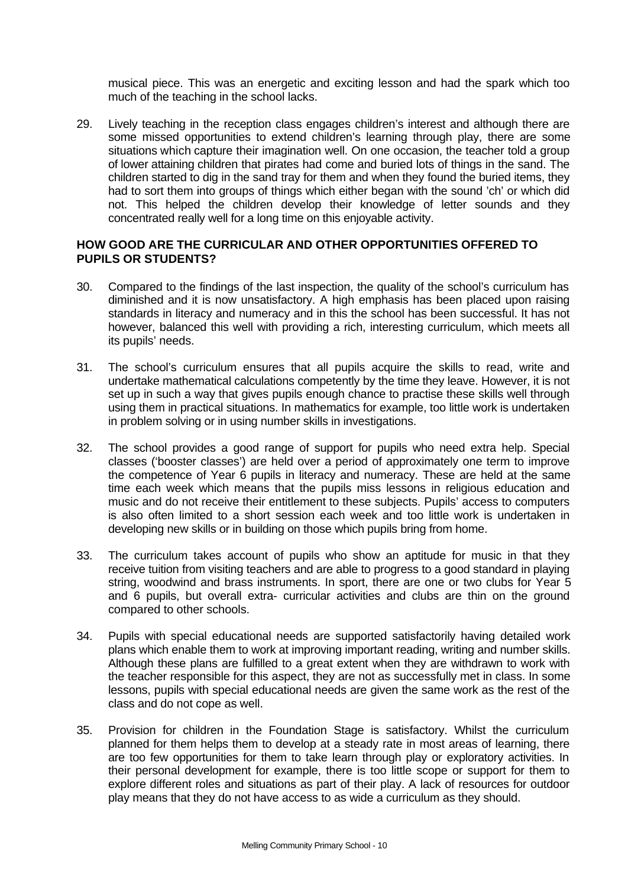musical piece. This was an energetic and exciting lesson and had the spark which too much of the teaching in the school lacks.

29. Lively teaching in the reception class engages children's interest and although there are some missed opportunities to extend children's learning through play, there are some situations which capture their imagination well. On one occasion, the teacher told a group of lower attaining children that pirates had come and buried lots of things in the sand. The children started to dig in the sand tray for them and when they found the buried items, they had to sort them into groups of things which either began with the sound 'ch' or which did not. This helped the children develop their knowledge of letter sounds and they concentrated really well for a long time on this enjoyable activity.

**HOW GOOD ARE THE CURRICULAR AND OTHER OPPORTUNITIES OFFERED TO PUPILS OR STUDENTS?**

30. Compared to the findings of the last inspection, the quality of the school's curriculum has diminished and it is now unsatisfactory. A high emphasis has been placed upon raising standards in literacy and numeracy and in this the school has been successful. It has not however, balanced this well with providing a rich, interesting curriculum, which meets all its pupils' needs.

31. The school's curriculum ensures that all pupils acquire the skills to read, write and undertake mathematical calculations competently by the time they leave. However, it is not set up in such a way that gives pupils enough chance to practise these skills well through using them in practical situations. In mathematics for example, too little work is undertaken in problem solving or in using number skills in investigations.

32. The school provides a good range of support for pupils who need extra help. Special classes ('booster classes') are held over a period of approximately one term to improve the competence of Year 6 pupils in literacy and numeracy. These are held at the same time each week which means that the pupils miss lessons in religious education and music and do not receive their entitlement to these subjects. Pupils' access to computers is also often limited to a short session each week and too little work is undertaken in developing new skills or in building on those which pupils bring from home.

33. The curriculum takes account of pupils who show an aptitude for music in that they receive tuition from visiting teachers and are able to progress to a good standard in playing string, woodwind and brass instruments. In sport, there are one or two clubs for Year 5 and 6 pupils, but overall extra- curricular activities and clubs are thin on the ground compared to other schools.

34. Pupils with special educational needs are supported satisfactorily having detailed work plans which enable them to work at improving important reading, writing and number skills. Although these plans are fulfilled to a great extent when they are withdrawn to work with the teacher responsible for this aspect, they are not as successfully met in class. In some lessons, pupils with special educational needs are given the same work as the rest of the class and do not cope as well.

35. Provision for children in the Foundation Stage is satisfactory. Whilst the curriculum planned for them helps them to develop at a steady rate in most areas of learning, there are too few opportunities for them to take learn through play or exploratory activities. In their personal development for example, there is too little scope or support for them to explore different roles and situations as part of their play. A lack of resources for outdoor play means that they do not have access to as wide a curriculum as they should.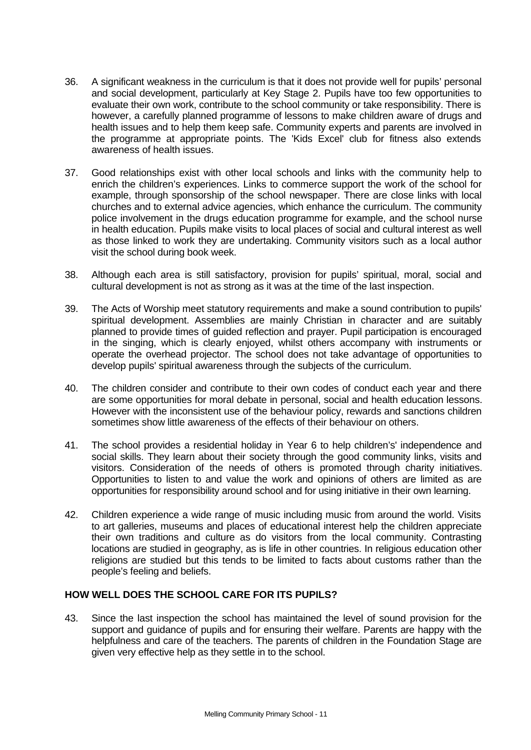36. A significant weakness in the curriculum is that it does not provide well for pupils' personal and social development, particularly at Key Stage 2. Pupils have too few opportunities to evaluate their own work, contribute to the school community or take responsibility. There is however, a carefully planned programme of lessons to make children aware of drugs and health issues and to help them keep safe. Community experts and parents are involved in the programme at appropriate points. The 'Kids Excel' club for fitness also extends awareness of health issues.

37. Good relationships exist with other local schools and links with the community help to enrich the children's experiences. Links to commerce support the work of the school for example, through sponsorship of the school newspaper. There are close links with local churches and to external advice agencies, which enhance the curriculum. The community police involvement in the drugs education programme for example, and the school nurse in health education. Pupils make visits to local places of social and cultural interest as well as those linked to work they are undertaking. Community visitors such as a local author visit the school during book week.

38. Although each area is still satisfactory, provision for pupils' spiritual, moral, social and cultural development is not as strong as it was at the time of the last inspection.

39. The Acts of Worship meet statutory requirements and make a sound contribution to pupils' spiritual development. Assemblies are mainly Christian in character and are suitably planned to provide times of guided reflection and prayer. Pupil participation is encouraged in the singing, which is clearly enjoyed, whilst others accompany with instruments or operate the overhead projector. The school does not take advantage of opportunities to develop pupils' spiritual awareness through the subjects of the curriculum.

40. The children consider and contribute to their own codes of conduct each year and there are some opportunities for moral debate in personal, social and health education lessons. However with the inconsistent use of the behaviour policy, rewards and sanctions children sometimes show little awareness of the effects of their behaviour on others.

41. The school provides a residential holiday in Year 6 to help children's' independence and social skills. They learn about their society through the good community links, visits and visitors. Consideration of the needs of others is promoted through charity initiatives. Opportunities to listen to and value the work and opinions of others are limited as are opportunities for responsibility around school and for using initiative in their own learning.

42. Children experience a wide range of music including music from around the world. Visits to art galleries, museums and places of educational interest help the children appreciate their own traditions and culture as do visitors from the local community. Contrasting locations are studied in geography, as is life in other countries. In religious education other religions are studied but this tends to be limited to facts about customs rather than the people's feeling and beliefs.

## HOW WELL DOES THE SCHOOL CARE FOR ITS PUPILS?

43. Since the last inspection the school has maintained the level of sound provision for the support and guidance of pupils and for ensuring their welfare. Parents are happy with the helpfulness and care of the teachers. The parents of children in the Foundation Stage are given very effective help as they settle in to the school.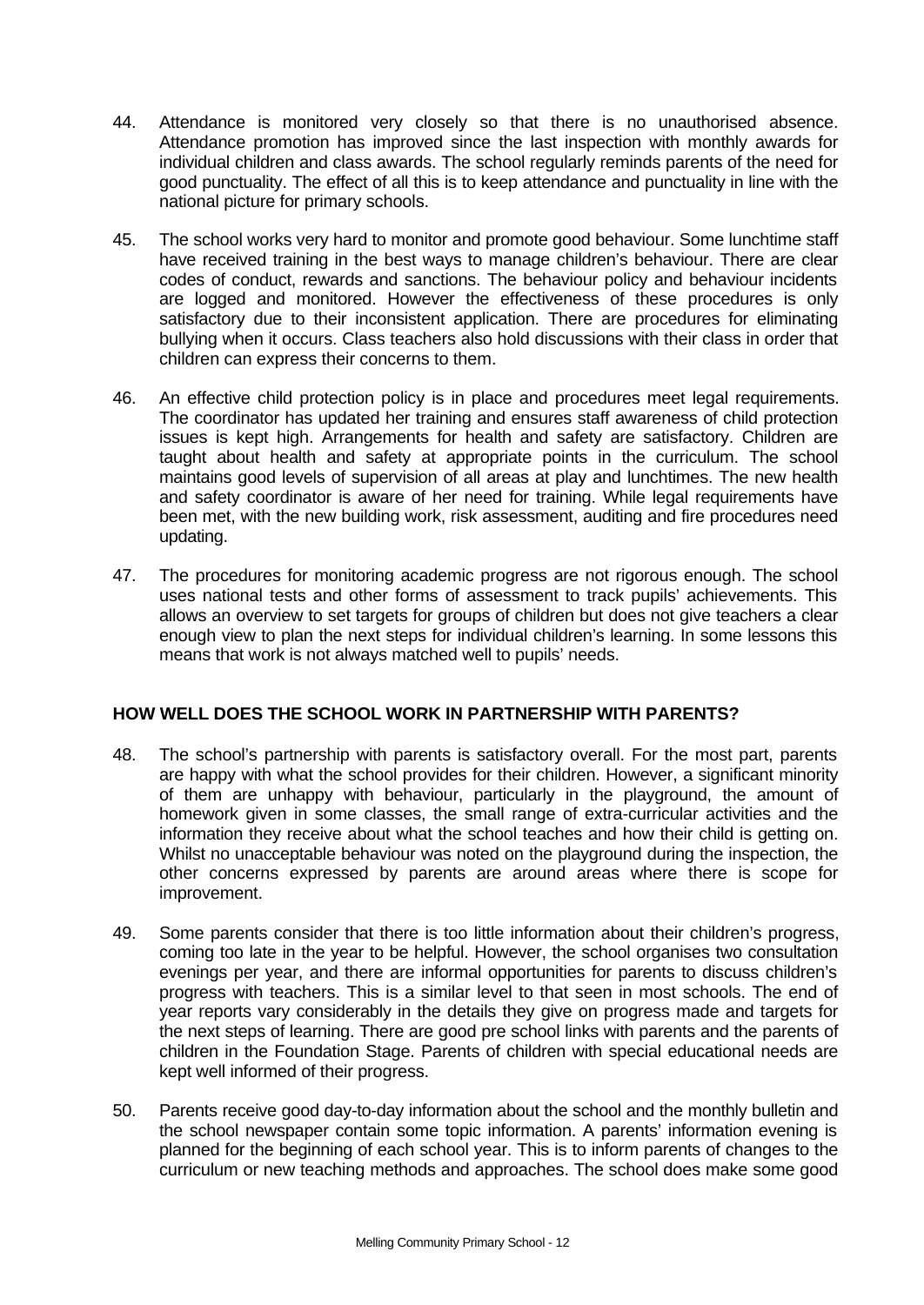44. Attendance is monitored very closely so that there is no unauthorised absence. Attendance promotion has improved since the last inspection with monthly awards for individual children and class awards. The school regularly reminds parents of the need for good punctuality. The effect of all this is to keep attendance and punctuality in line with the national picture for primary schools.

45. The school works very hard to monitor and promote good behaviour. Some lunchtime staff have received training in the best ways to manage children's behaviour. There are clear codes of conduct, rewards and sanctions. The behaviour policy and behaviour incidents are logged and monitored. However the effectiveness of these procedures is only satisfactory due to their inconsistent application. There are procedures for eliminating bullying when it occurs. Class teachers also hold discussions with their class in order that children can express their concerns to them.

46. An effective child protection policy is in place and procedures meet legal requirements. The coordinator has updated her training and ensures staff awareness of child protection issues is kept high. Arrangements for health and safety are satisfactory. Children are taught about health and safety at appropriate points in the curriculum. The school maintains good levels of supervision of all areas at play and lunchtimes. The new health and safety coordinator is aware of her need for training. While legal requirements have been met, with the new building work, risk assessment, auditing and fire procedures need updating.

47. The procedures for monitoring academic progress are not rigorous enough. The school uses national tests and other forms of assessment to track pupils' achievements. This allows an overview to set targets for groups of children but does not give teachers a clear enough view to plan the next steps for individual children's learning. In some lessons this means that work is not always matched well to pupils' needs.

## HOW WELL DOES THE SCHOOL WORK IN PARTNERSHIP WITH PARENTS?

48. The school's partnership with parents is satisfactory overall. For the most part, parents are happy with what the school provides for their children. However, a significant minority of them are unhappy with behaviour, particularly in the playground, the amount of homework given in some classes, the small range of extra-curricular activities and the information they receive about what the school teaches and how their child is getting on. Whilst no unacceptable behaviour was noted on the playground during the inspection, the other concerns expressed by parents are around areas where there is scope for improvement.

49. Some parents consider that there is too little information about their children's progress, coming too late in the year to be helpful. However, the school organises two consultation evenings per year, and there are informal opportunities for parents to discuss children's progress with teachers. This is a similar level to that seen in most schools. The end of year reports vary considerably in the details they give on progress made and targets for the next steps of learning. There are good pre school links with parents and the parents of children in the Foundation Stage. Parents of children with special educational needs are kept well informed of their progress.

50. Parents receive good day-to-day information about the school and the monthly bulletin and the school newspaper contain some topic information. A parents' information evening is planned for the beginning of each school year. This is to inform parents of changes to the curriculum or new teaching methods and approaches. The school does make some good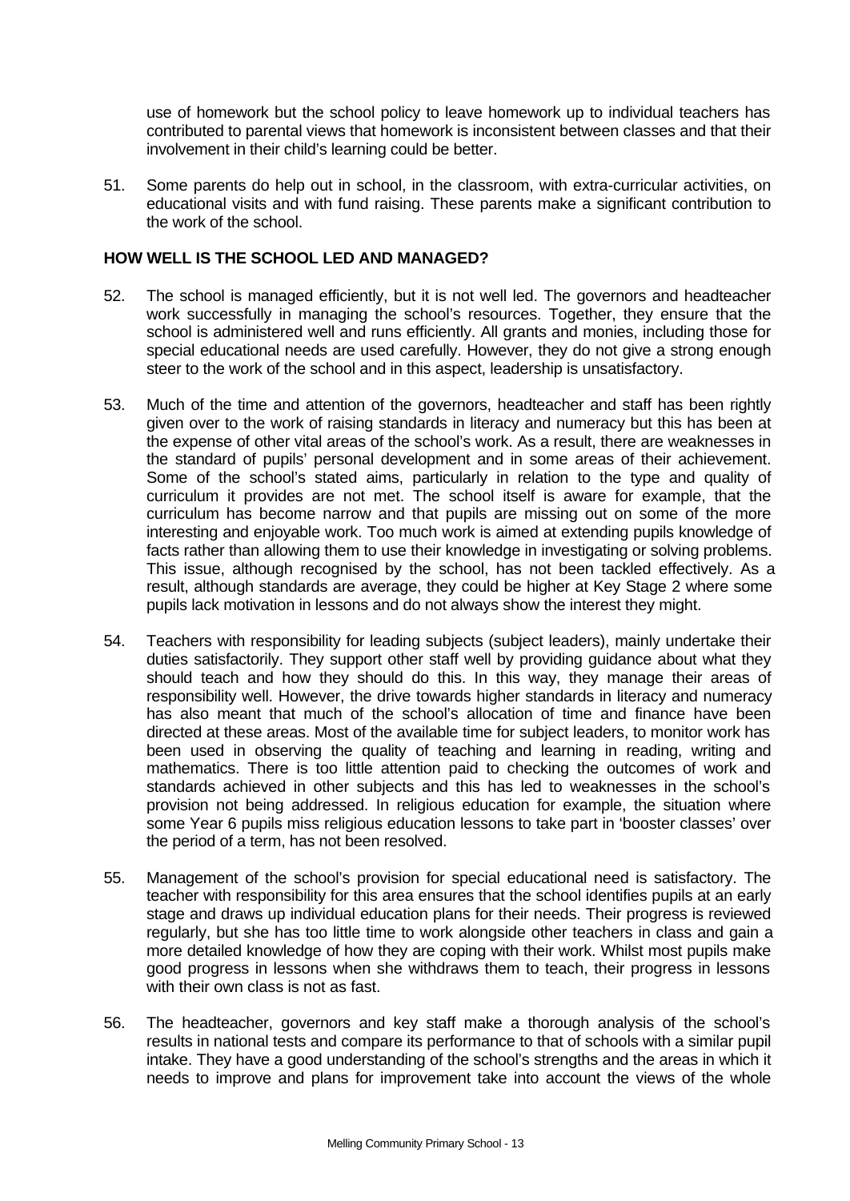use of homework but the school policy to leave homework up to individual teachers has contributed to parental views that homework is inconsistent between classes and that their involvement in their child's learning could be better.

51. Some parents do help out in school, in the classroom, with extra-curricular activities, on educational visits and with fund raising. These parents make a significant contribution to the work of the school.

**HOW WELL IS THE SCHOOL LED AND MANAGED?**

52. The school is managed efficiently, but it is not well led. The governors and headteacher work successfully in managing the school's resources. Together, they ensure that the school is administered well and runs efficiently. All grants and monies, including those for special educational needs are used carefully. However, they do not give a strong enough steer to the work of the school and in this aspect, leadership is unsatisfactory.

53. Much of the time and attention of the governors, headteacher and staff has been rightly given over to the work of raising standards in literacy and numeracy but this has been at the expense of other vital areas of the school's work. As a result, there are weaknesses in the standard of pupils' personal development and in some areas of their achievement. Some of the school's stated aims, particularly in relation to the type and quality of curriculum it provides are not met. The school itself is aware for example, that the curriculum has become narrow and that pupils are missing out on some of the more interesting and enjoyable work. Too much work is aimed at extending pupils knowledge of facts rather than allowing them to use their knowledge in investigating or solving problems. This issue, although recognised by the school, has not been tackled effectively. As a result, although standards are average, they could be higher at Key Stage 2 where some pupils lack motivation in lessons and do not always show the interest they might.

54. Teachers with responsibility for leading subjects (subject leaders), mainly undertake their duties satisfactorily. They support other staff well by providing guidance about what they should teach and how they should do this. In this way, they manage their areas of responsibility well. However, the drive towards higher standards in literacy and numeracy has also meant that much of the school's allocation of time and finance have been directed at these areas. Most of the available time for subject leaders, to monitor work has been used in observing the quality of teaching and learning in reading, writing and mathematics. There is too little attention paid to checking the outcomes of work and standards achieved in other subjects and this has led to weaknesses in the school's provision not being addressed. In religious education for example, the situation where some Year 6 pupils miss religious education lessons to take part in 'booster classes' over the period of a term, has not been resolved.

55. Management of the school's provision for special educational need is satisfactory. The teacher with responsibility for this area ensures that the school identifies pupils at an early stage and draws up individual education plans for their needs. Their progress is reviewed regularly, but she has too little time to work alongside other teachers in class and gain a more detailed knowledge of how they are coping with their work. Whilst most pupils make good progress in lessons when she withdraws them to teach, their progress in lessons with their own class is not as fast.

56. The headteacher, governors and key staff make a thorough analysis of the school's results in national tests and compare its performance to that of schools with a similar pupil intake. They have a good understanding of the school's strengths and the areas in which it needs to improve and plans for improvement take into account the views of the whole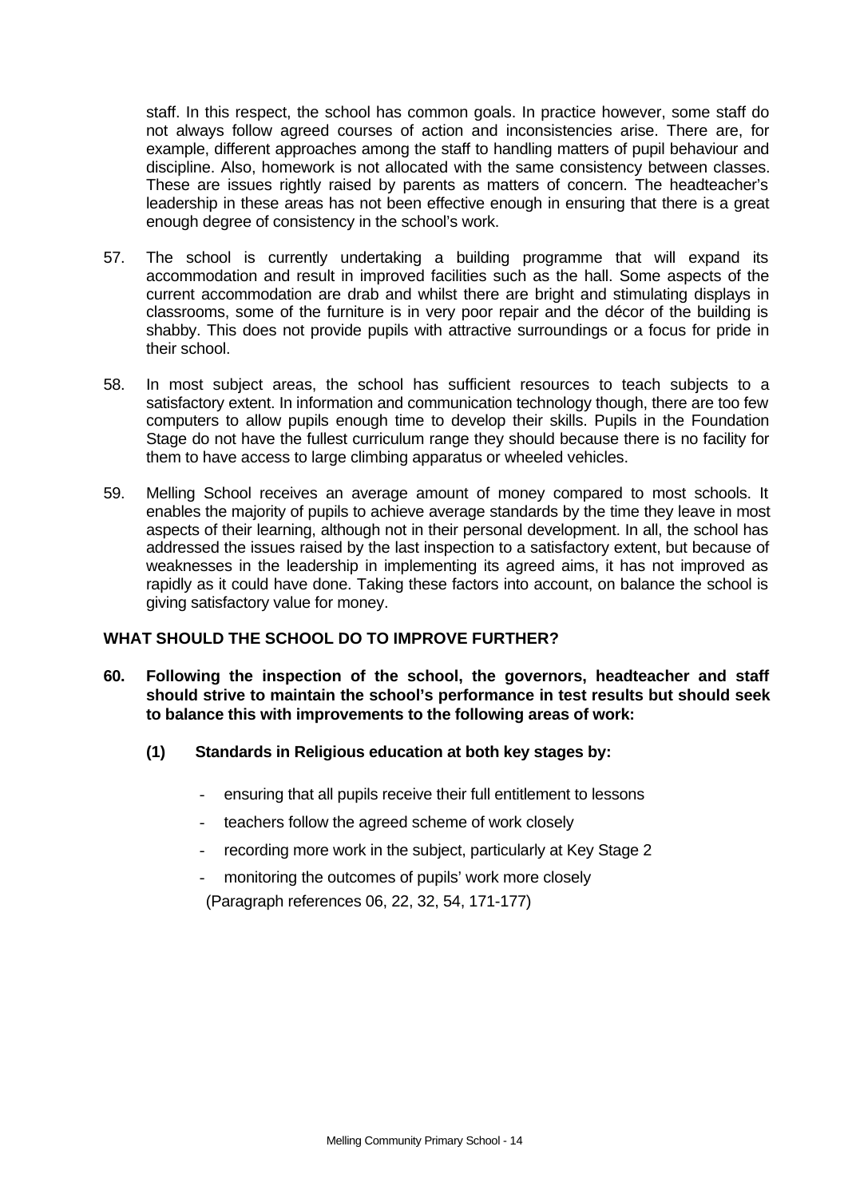staff. In this respect, the school has common goals. In practice however, some staff do not always follow agreed courses of action and inconsistencies arise. There are, for example, different approaches among the staff to handling matters of pupil behaviour and discipline. Also, homework is not allocated with the same consistency between classes. These are issues rightly raised by parents as matters of concern. The headteacher's leadership in these areas has not been effective enough in ensuring that there is a great enough degree of consistency in the school's work.

57. The school is currently undertaking a building programme that will expand its accommodation and result in improved facilities such as the hall. Some aspects of the current accommodation are drab and whilst there are bright and stimulating displays in classrooms, some of the furniture is in very poor repair and the décor of the building is shabby. This does not provide pupils with attractive surroundings or a focus for pride in their school.

58. In most subject areas, the school has sufficient resources to teach subjects to a satisfactory extent. In information and communication technology though, there are too few computers to allow pupils enough time to develop their skills. Pupils in the Foundation Stage do not have the fullest curriculum range they should because there is no facility for them to have access to large climbing apparatus or wheeled vehicles.

59. Melling School receives an average amount of money compared to most schools. It enables the majority of pupils to achieve average standards by the time they leave in most aspects of their learning, although not in their personal development. In all, the school has addressed the issues raised by the last inspection to a satisfactory extent, but because of weaknesses in the leadership in implementing its agreed aims, it has not improved as rapidly as it could have done. Taking these factors into account, on balance the school is giving satisfactory value for money.

## WHAT SHOULD THE SCHOOL DO TO IMPROVE FURTHER?

**60. Following the inspection of the school, the governors, headteacher and staff should strive to maintain the school's performance in test results but should seek to balance this with improvements to the following areas of work:**

**(1) Standards in Religious education at both key stages by:**

- ensuring that all pupils receive their full entitlement to lessons
- teachers follow the agreed scheme of work closely
- recording more work in the subject, particularly at Key Stage 2
- monitoring the outcomes of pupils' work more closely

(Paragraph references 06, 22, 32, 54, 171-177)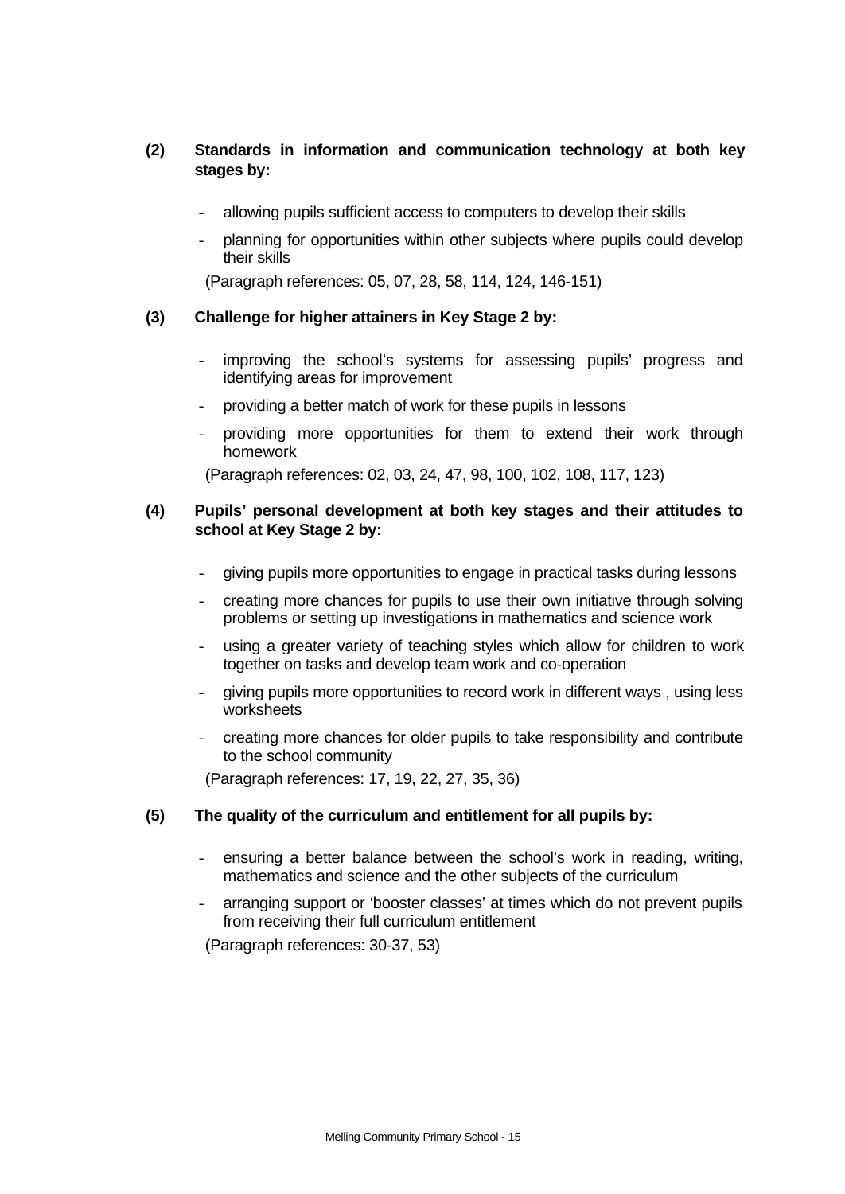**(2) Standards in information and communication technology at both key stages by:**

- allowing pupils sufficient access to computers to develop their skills
- planning for opportunities within other subjects where pupils could develop their skills

(Paragraph references: 05, 07, 28, 58, 114, 124, 146-151)

**(3) Challenge for higher attainers in Key Stage 2 by:**

- improving the school's systems for assessing pupils' progress and identifying areas for improvement
- providing a better match of work for these pupils in lessons
- providing more opportunities for them to extend their work through homework

(Paragraph references: 02, 03, 24, 47, 98, 100, 102, 108, 117, 123)

**(4) Pupils' personal development at both key stages and their attitudes to school at Key Stage 2 by:**

- giving pupils more opportunities to engage in practical tasks during lessons
- creating more chances for pupils to use their own initiative through solving problems or setting up investigations in mathematics and science work
- using a greater variety of teaching styles which allow for children to work together on tasks and develop team work and co-operation
- giving pupils more opportunities to record work in different ways , using less worksheets
- creating more chances for older pupils to take responsibility and contribute to the school community

(Paragraph references: 17, 19, 22, 27, 35, 36)

**(5) The quality of the curriculum and entitlement for all pupils by:**

- ensuring a better balance between the school's work in reading, writing, mathematics and science and the other subjects of the curriculum
- arranging support or 'booster classes' at times which do not prevent pupils from receiving their full curriculum entitlement

(Paragraph references: 30-37, 53)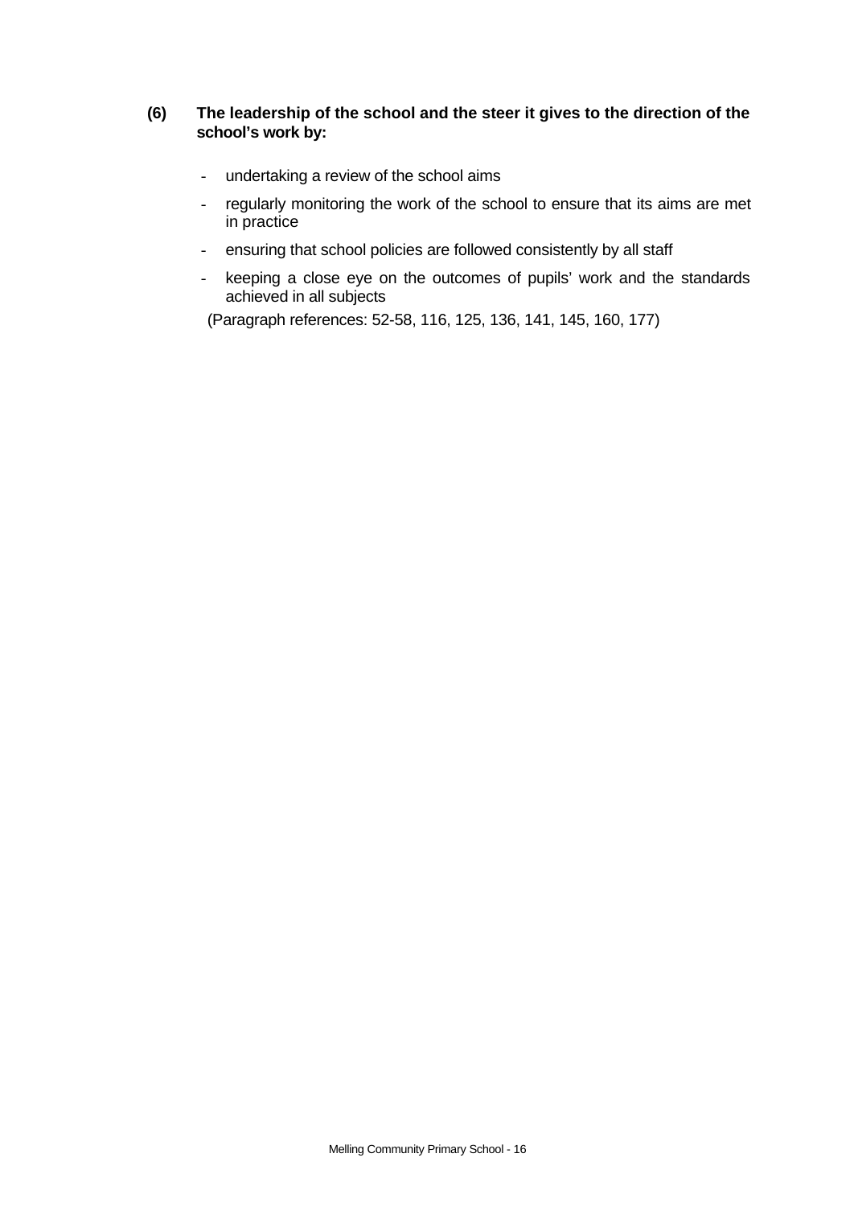**(6) The leadership of the school and the steer it gives to the direction of the school's work by:**

- undertaking a review of the school aims
- regularly monitoring the work of the school to ensure that its aims are met in practice
- ensuring that school policies are followed consistently by all staff
- keeping a close eye on the outcomes of pupils' work and the standards achieved in all subjects

(Paragraph references: 52-58, 116, 125, 136, 141, 145, 160, 177)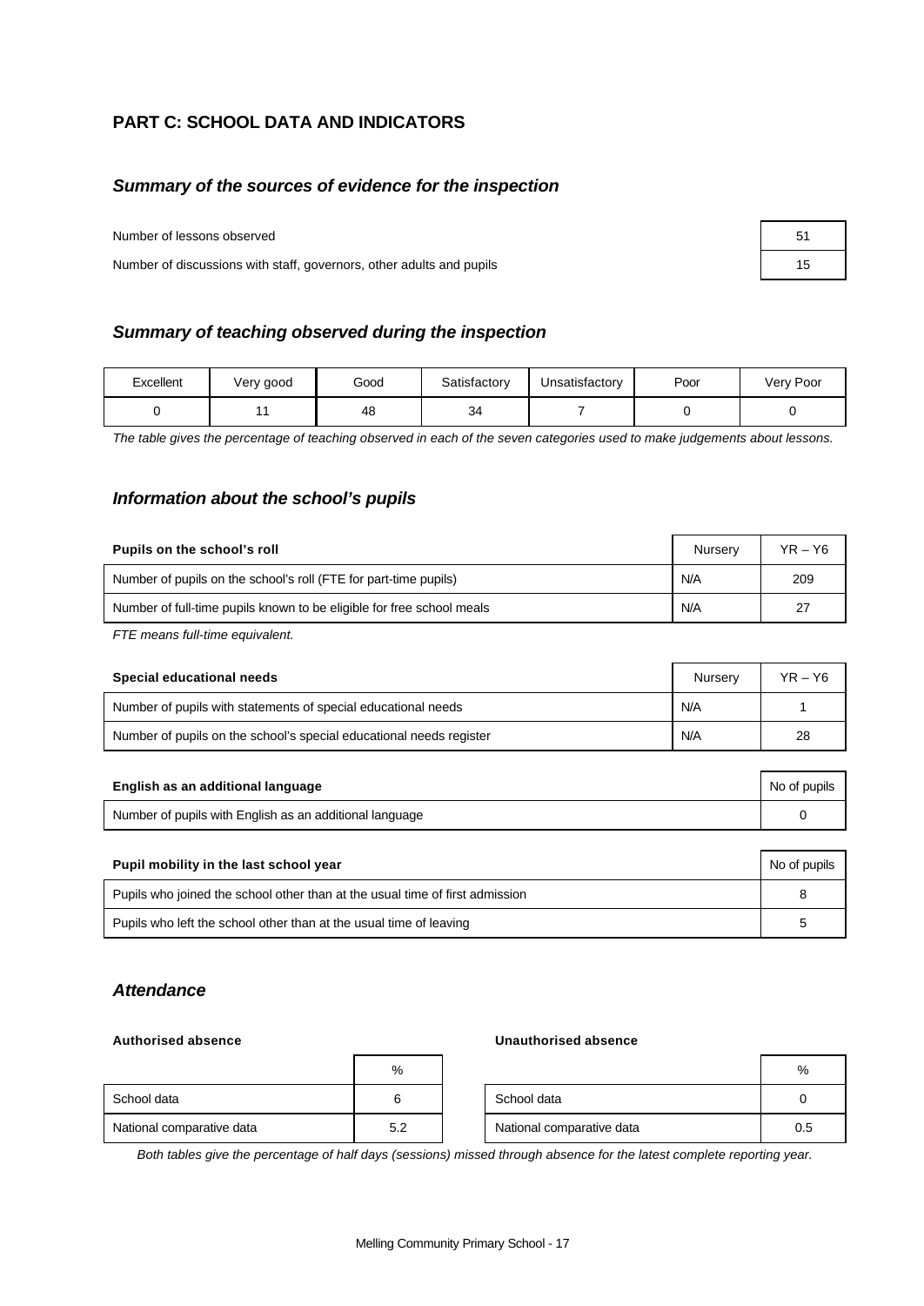## PART C: SCHOOL DATA AND INDICATORS

### *Summary of the sources of evidence for the inspection*

| | |
|---|---|
| Number of lessons observed | 51 |
| Number of discussions with staff, governors, other adults and pupils | 15 |

### *Summary of teaching observed during the inspection*

| Excellent | Very good | Good | Satisfactory | Unsatisfactory | Poor | Very Poor |
|---|---|---|---|---|---|---|
| 0 | 11 | 48 | 34 | 7 | 0 | 0 |

*The table gives the percentage of teaching observed in each of the seven categories used to make judgements about lessons.*

### *Information about the school's pupils*

| Pupils on the school's roll | Nursery | YR – Y6 |
|---|---|---|
| Number of pupils on the school's roll (FTE for part-time pupils) | N/A | 209 |
| Number of full-time pupils known to be eligible for free school meals | N/A | 27 |

*FTE means full-time equivalent.*

| Special educational needs | Nursery | YR – Y6 |
|---|---|---|
| Number of pupils with statements of special educational needs | N/A | 1 |
| Number of pupils on the school's special educational needs register | N/A | 28 |

| English as an additional language | No of pupils |
|---|---|
| Number of pupils with English as an additional language | 0 |

| Pupil mobility in the last school year | No of pupils |
|---|---|
| Pupils who joined the school other than at the usual time of first admission | 8 |
| Pupils who left the school other than at the usual time of leaving | 5 |

### *Attendance*

**Authorised absence**

| | % |
|---|---|
| School data | 6 |
| National comparative data | 5.2 |

**Unauthorised absence**

| | % |
|---|---|
| School data | 0 |
| National comparative data | 0.5 |

*Both tables give the percentage of half days (sessions) missed through absence for the latest complete reporting year.*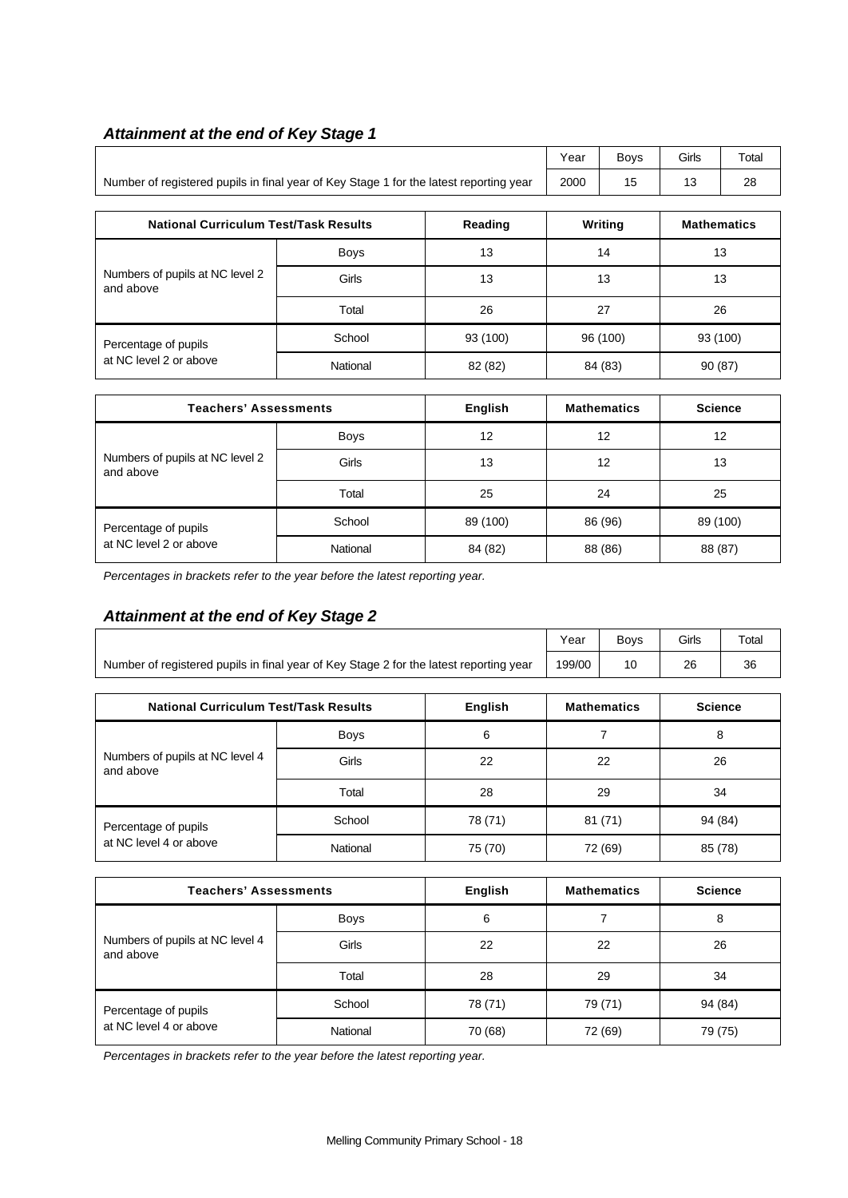### *Attainment at the end of Key Stage 1*

| | Year | Boys | Girls | Total |
|---|---|---|---|---|
| Number of registered pupils in final year of Key Stage 1 for the latest reporting year | 2000 | 15 | 13 | 28 |

| National Curriculum Test/Task Results | | Reading | Writing | Mathematics |
|---|---|---|---|---|
| Numbers of pupils at NC level 2 and above | Boys | 13 | 14 | 13 |
| | Girls | 13 | 13 | 13 |
| | Total | 26 | 27 | 26 |
| Percentage of pupils at NC level 2 or above | School | 93 (100) | 96 (100) | 93 (100) |
| | National | 82 (82) | 84 (83) | 90 (87) |

| Teachers' Assessments | | English | Mathematics | Science |
|---|---|---|---|---|
| Numbers of pupils at NC level 2 and above | Boys | 12 | 12 | 12 |
| | Girls | 13 | 12 | 13 |
| | Total | 25 | 24 | 25 |
| Percentage of pupils at NC level 2 or above | School | 89 (100) | 86 (96) | 89 (100) |
| | National | 84 (82) | 88 (86) | 88 (87) |

*Percentages in brackets refer to the year before the latest reporting year.*

### *Attainment at the end of Key Stage 2*

| | Year | Boys | Girls | Total |
|---|---|---|---|---|
| Number of registered pupils in final year of Key Stage 2 for the latest reporting year | 199/00 | 10 | 26 | 36 |

| National Curriculum Test/Task Results | | English | Mathematics | Science |
|---|---|---|---|---|
| Numbers of pupils at NC level 4 and above | Boys | 6 | 7 | 8 |
| | Girls | 22 | 22 | 26 |
| | Total | 28 | 29 | 34 |
| Percentage of pupils at NC level 4 or above | School | 78 (71) | 81 (71) | 94 (84) |
| | National | 75 (70) | 72 (69) | 85 (78) |

| Teachers' Assessments | | English | Mathematics | Science |
|---|---|---|---|---|
| Numbers of pupils at NC level 4 and above | Boys | 6 | 7 | 8 |
| | Girls | 22 | 22 | 26 |
| | Total | 28 | 29 | 34 |
| Percentage of pupils at NC level 4 or above | School | 78 (71) | 79 (71) | 94 (84) |
| | National | 70 (68) | 72 (69) | 79 (75) |

*Percentages in brackets refer to the year before the latest reporting year.*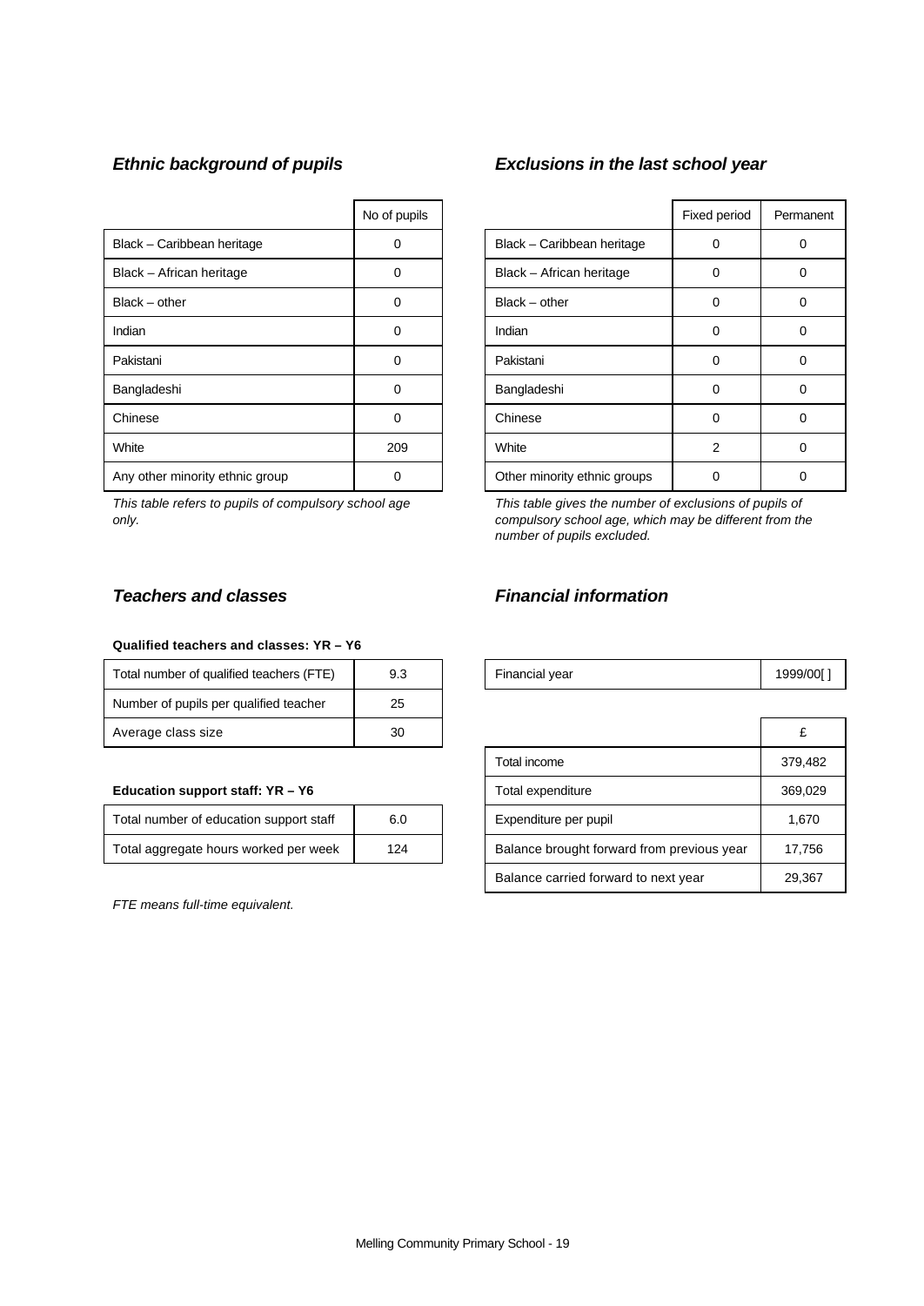### *Ethnic background of pupils*

| | No of pupils |
|---|---|
| Black – Caribbean heritage | 0 |
| Black – African heritage | 0 |
| Black – other | 0 |
| Indian | 0 |
| Pakistani | 0 |
| Bangladeshi | 0 |
| Chinese | 0 |
| White | 209 |
| Any other minority ethnic group | 0 |

*This table refers to pupils of compulsory school age only.*

### *Exclusions in the last school year*

| | Fixed period | Permanent |
|---|---|---|
| Black – Caribbean heritage | 0 | 0 |
| Black – African heritage | 0 | 0 |
| Black – other | 0 | 0 |
| Indian | 0 | 0 |
| Pakistani | 0 | 0 |
| Bangladeshi | 0 | 0 |
| Chinese | 0 | 0 |
| White | 2 | 0 |
| Other minority ethnic groups | 0 | 0 |

*This table gives the number of exclusions of pupils of compulsory school age, which may be different from the number of pupils excluded.*

### *Teachers and classes*

**Qualified teachers and classes: YR – Y6**

| | |
|---|---|
| Total number of qualified teachers (FTE) | 9.3 |
| Number of pupils per qualified teacher | 25 |
| Average class size | 30 |

**Education support staff: YR – Y6**

| | |
|---|---|
| Total number of education support staff | 6.0 |
| Total aggregate hours worked per week | 124 |

*FTE means full-time equivalent.*

### *Financial information*

| | |
|---|---|
| Financial year | 1999/00[ ] |

| | £ |
|---|---|
| Total income | 379,482 |
| Total expenditure | 369,029 |
| Expenditure per pupil | 1,670 |
| Balance brought forward from previous year | 17,756 |
| Balance carried forward to next year | 29,367 |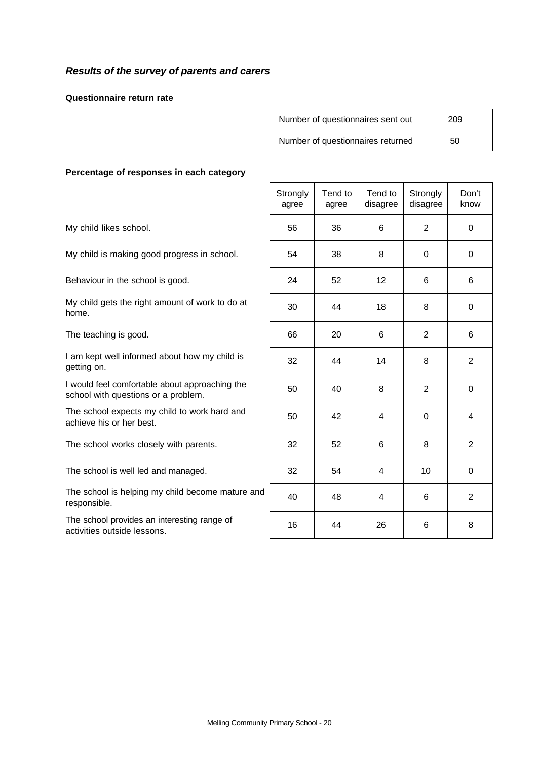## *Results of the survey of parents and carers*

**Questionnaire return rate**

| | |
|---|---|
| Number of questionnaires sent out | 209 |
| Number of questionnaires returned | 50 |

**Percentage of responses in each category**

| | Strongly agree | Tend to agree | Tend to disagree | Strongly disagree | Don't know |
|---|---|---|---|---|---|
| My child likes school. | 56 | 36 | 6 | 2 | 0 |
| My child is making good progress in school. | 54 | 38 | 8 | 0 | 0 |
| Behaviour in the school is good. | 24 | 52 | 12 | 6 | 6 |
| My child gets the right amount of work to do at home. | 30 | 44 | 18 | 8 | 0 |
| The teaching is good. | 66 | 20 | 6 | 2 | 6 |
| I am kept well informed about how my child is getting on. | 32 | 44 | 14 | 8 | 2 |
| I would feel comfortable about approaching the school with questions or a problem. | 50 | 40 | 8 | 2 | 0 |
| The school expects my child to work hard and achieve his or her best. | 50 | 42 | 4 | 0 | 4 |
| The school works closely with parents. | 32 | 52 | 6 | 8 | 2 |
| The school is well led and managed. | 32 | 54 | 4 | 10 | 0 |
| The school is helping my child become mature and responsible. | 40 | 48 | 4 | 6 | 2 |
| The school provides an interesting range of activities outside lessons. | 16 | 44 | 26 | 6 | 8 |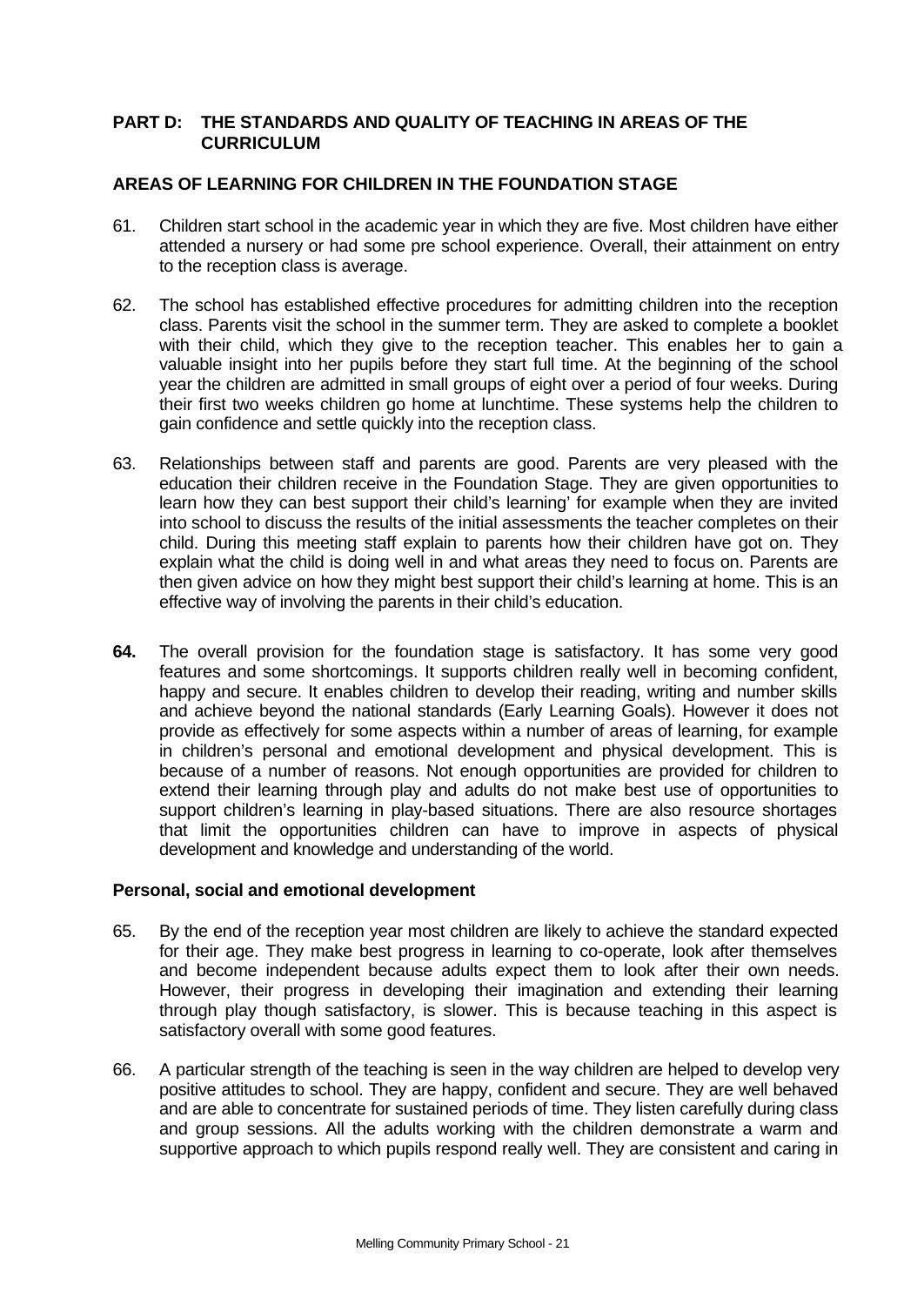## PART D: THE STANDARDS AND QUALITY OF TEACHING IN AREAS OF THE CURRICULUM

### AREAS OF LEARNING FOR CHILDREN IN THE FOUNDATION STAGE

61. Children start school in the academic year in which they are five. Most children have either attended a nursery or had some pre school experience. Overall, their attainment on entry to the reception class is average.

62. The school has established effective procedures for admitting children into the reception class. Parents visit the school in the summer term. They are asked to complete a booklet with their child, which they give to the reception teacher. This enables her to gain a valuable insight into her pupils before they start full time. At the beginning of the school year the children are admitted in small groups of eight over a period of four weeks. During their first two weeks children go home at lunchtime. These systems help the children to gain confidence and settle quickly into the reception class.

63. Relationships between staff and parents are good. Parents are very pleased with the education their children receive in the Foundation Stage. They are given opportunities to learn how they can best support their child's learning' for example when they are invited into school to discuss the results of the initial assessments the teacher completes on their child. During this meeting staff explain to parents how their children have got on. They explain what the child is doing well in and what areas they need to focus on. Parents are then given advice on how they might best support their child's learning at home. This is an effective way of involving the parents in their child's education.

**64.** The overall provision for the foundation stage is satisfactory. It has some very good features and some shortcomings. It supports children really well in becoming confident, happy and secure. It enables children to develop their reading, writing and number skills and achieve beyond the national standards (Early Learning Goals). However it does not provide as effectively for some aspects within a number of areas of learning, for example in children's personal and emotional development and physical development. This is because of a number of reasons. Not enough opportunities are provided for children to extend their learning through play and adults do not make best use of opportunities to support children's learning in play-based situations. There are also resource shortages that limit the opportunities children can have to improve in aspects of physical development and knowledge and understanding of the world.

### Personal, social and emotional development

65. By the end of the reception year most children are likely to achieve the standard expected for their age. They make best progress in learning to co-operate, look after themselves and become independent because adults expect them to look after their own needs. However, their progress in developing their imagination and extending their learning through play though satisfactory, is slower. This is because teaching in this aspect is satisfactory overall with some good features.

66. A particular strength of the teaching is seen in the way children are helped to develop very positive attitudes to school. They are happy, confident and secure. They are well behaved and are able to concentrate for sustained periods of time. They listen carefully during class and group sessions. All the adults working with the children demonstrate a warm and supportive approach to which pupils respond really well. They are consistent and caring in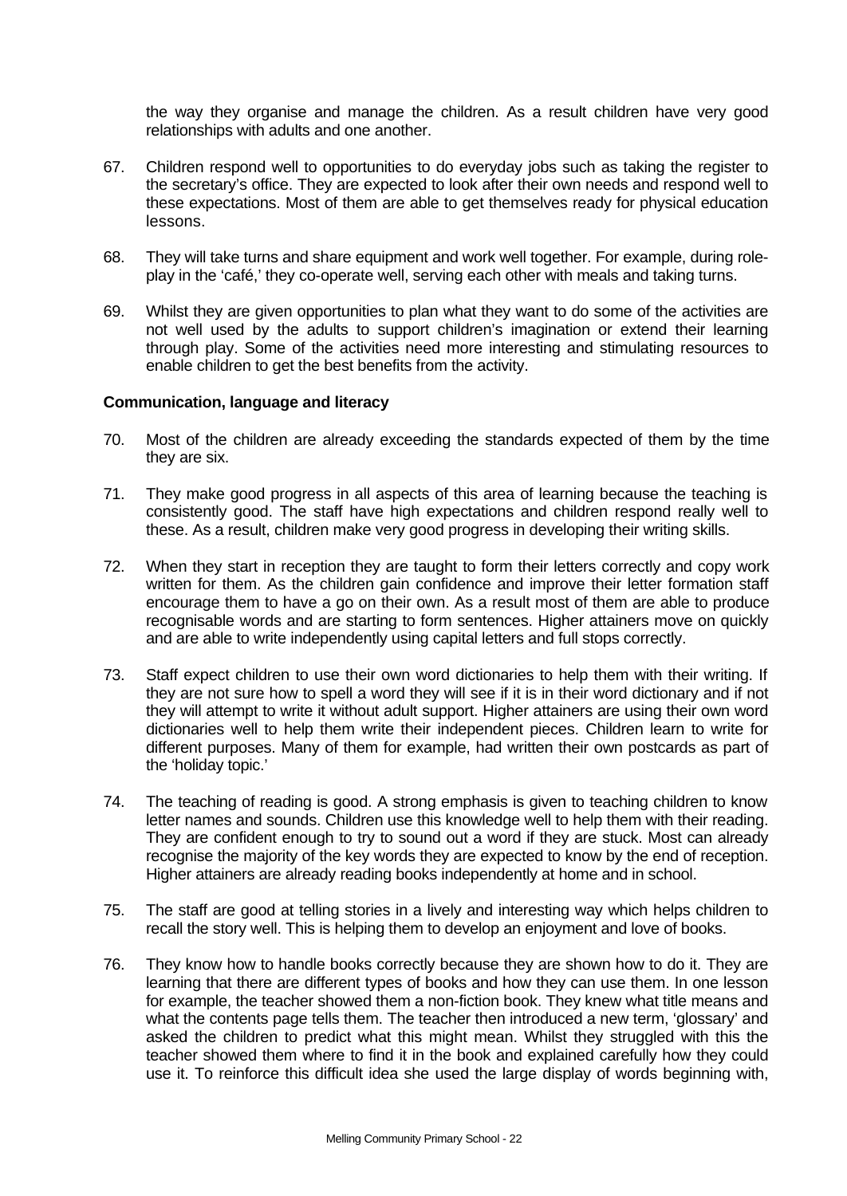the way they organise and manage the children. As a result children have very good relationships with adults and one another.

67. Children respond well to opportunities to do everyday jobs such as taking the register to the secretary's office. They are expected to look after their own needs and respond well to these expectations. Most of them are able to get themselves ready for physical education lessons.

68. They will take turns and share equipment and work well together. For example, during role-play in the 'café,' they co-operate well, serving each other with meals and taking turns.

69. Whilst they are given opportunities to plan what they want to do some of the activities are not well used by the adults to support children's imagination or extend their learning through play. Some of the activities need more interesting and stimulating resources to enable children to get the best benefits from the activity.

**Communication, language and literacy**

70. Most of the children are already exceeding the standards expected of them by the time they are six.

71. They make good progress in all aspects of this area of learning because the teaching is consistently good. The staff have high expectations and children respond really well to these. As a result, children make very good progress in developing their writing skills.

72. When they start in reception they are taught to form their letters correctly and copy work written for them. As the children gain confidence and improve their letter formation staff encourage them to have a go on their own. As a result most of them are able to produce recognisable words and are starting to form sentences. Higher attainers move on quickly and are able to write independently using capital letters and full stops correctly.

73. Staff expect children to use their own word dictionaries to help them with their writing. If they are not sure how to spell a word they will see if it is in their word dictionary and if not they will attempt to write it without adult support. Higher attainers are using their own word dictionaries well to help them write their independent pieces. Children learn to write for different purposes. Many of them for example, had written their own postcards as part of the 'holiday topic.'

74. The teaching of reading is good. A strong emphasis is given to teaching children to know letter names and sounds. Children use this knowledge well to help them with their reading. They are confident enough to try to sound out a word if they are stuck. Most can already recognise the majority of the key words they are expected to know by the end of reception. Higher attainers are already reading books independently at home and in school.

75. The staff are good at telling stories in a lively and interesting way which helps children to recall the story well. This is helping them to develop an enjoyment and love of books.

76. They know how to handle books correctly because they are shown how to do it. They are learning that there are different types of books and how they can use them. In one lesson for example, the teacher showed them a non-fiction book. They knew what title means and what the contents page tells them. The teacher then introduced a new term, 'glossary' and asked the children to predict what this might mean. Whilst they struggled with this the teacher showed them where to find it in the book and explained carefully how they could use it. To reinforce this difficult idea she used the large display of words beginning with,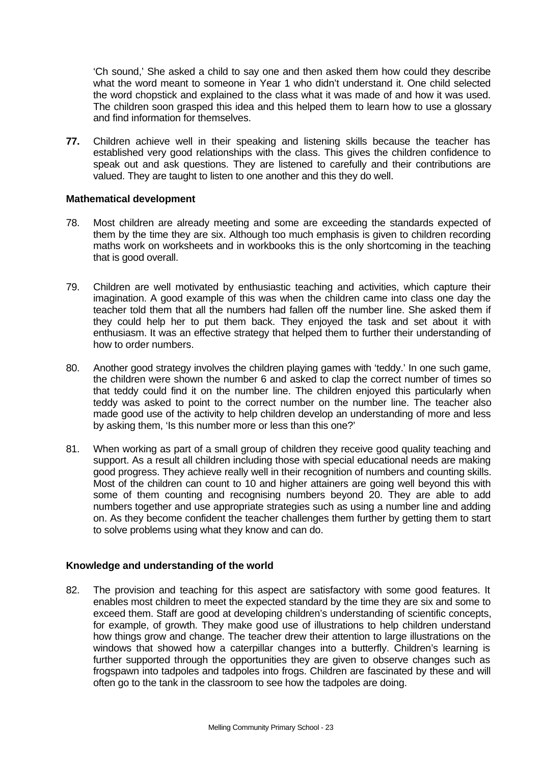'Ch sound,' She asked a child to say one and then asked them how could they describe what the word meant to someone in Year 1 who didn't understand it. One child selected the word chopstick and explained to the class what it was made of and how it was used. The children soon grasped this idea and this helped them to learn how to use a glossary and find information for themselves.

**77.** Children achieve well in their speaking and listening skills because the teacher has established very good relationships with the class. This gives the children confidence to speak out and ask questions. They are listened to carefully and their contributions are valued. They are taught to listen to one another and this they do well.

**Mathematical development**

78. Most children are already meeting and some are exceeding the standards expected of them by the time they are six. Although too much emphasis is given to children recording maths work on worksheets and in workbooks this is the only shortcoming in the teaching that is good overall.

79. Children are well motivated by enthusiastic teaching and activities, which capture their imagination. A good example of this was when the children came into class one day the teacher told them that all the numbers had fallen off the number line. She asked them if they could help her to put them back. They enjoyed the task and set about it with enthusiasm. It was an effective strategy that helped them to further their understanding of how to order numbers.

80. Another good strategy involves the children playing games with 'teddy.' In one such game, the children were shown the number 6 and asked to clap the correct number of times so that teddy could find it on the number line. The children enjoyed this particularly when teddy was asked to point to the correct number on the number line. The teacher also made good use of the activity to help children develop an understanding of more and less by asking them, 'Is this number more or less than this one?'

81. When working as part of a small group of children they receive good quality teaching and support. As a result all children including those with special educational needs are making good progress. They achieve really well in their recognition of numbers and counting skills. Most of the children can count to 10 and higher attainers are going well beyond this with some of them counting and recognising numbers beyond 20. They are able to add numbers together and use appropriate strategies such as using a number line and adding on. As they become confident the teacher challenges them further by getting them to start to solve problems using what they know and can do.

**Knowledge and understanding of the world**

82. The provision and teaching for this aspect are satisfactory with some good features. It enables most children to meet the expected standard by the time they are six and some to exceed them. Staff are good at developing children's understanding of scientific concepts, for example, of growth. They make good use of illustrations to help children understand how things grow and change. The teacher drew their attention to large illustrations on the windows that showed how a caterpillar changes into a butterfly. Children's learning is further supported through the opportunities they are given to observe changes such as frogspawn into tadpoles and tadpoles into frogs. Children are fascinated by these and will often go to the tank in the classroom to see how the tadpoles are doing.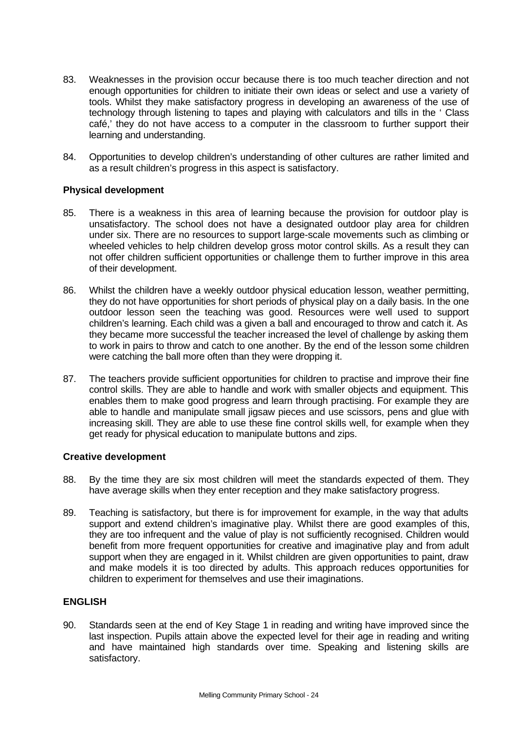83. Weaknesses in the provision occur because there is too much teacher direction and not enough opportunities for children to initiate their own ideas or select and use a variety of tools. Whilst they make satisfactory progress in developing an awareness of the use of technology through listening to tapes and playing with calculators and tills in the ' Class café,' they do not have access to a computer in the classroom to further support their learning and understanding.

84. Opportunities to develop children's understanding of other cultures are rather limited and as a result children's progress in this aspect is satisfactory.

**Physical development**

85. There is a weakness in this area of learning because the provision for outdoor play is unsatisfactory. The school does not have a designated outdoor play area for children under six. There are no resources to support large-scale movements such as climbing or wheeled vehicles to help children develop gross motor control skills. As a result they can not offer children sufficient opportunities or challenge them to further improve in this area of their development.

86. Whilst the children have a weekly outdoor physical education lesson, weather permitting, they do not have opportunities for short periods of physical play on a daily basis. In the one outdoor lesson seen the teaching was good. Resources were well used to support children's learning. Each child was a given a ball and encouraged to throw and catch it. As they became more successful the teacher increased the level of challenge by asking them to work in pairs to throw and catch to one another. By the end of the lesson some children were catching the ball more often than they were dropping it.

87. The teachers provide sufficient opportunities for children to practise and improve their fine control skills. They are able to handle and work with smaller objects and equipment. This enables them to make good progress and learn through practising. For example they are able to handle and manipulate small jigsaw pieces and use scissors, pens and glue with increasing skill. They are able to use these fine control skills well, for example when they get ready for physical education to manipulate buttons and zips.

**Creative development**

88. By the time they are six most children will meet the standards expected of them. They have average skills when they enter reception and they make satisfactory progress.

89. Teaching is satisfactory, but there is for improvement for example, in the way that adults support and extend children's imaginative play. Whilst there are good examples of this, they are too infrequent and the value of play is not sufficiently recognised. Children would benefit from more frequent opportunities for creative and imaginative play and from adult support when they are engaged in it. Whilst children are given opportunities to paint, draw and make models it is too directed by adults. This approach reduces opportunities for children to experiment for themselves and use their imaginations.

**ENGLISH**

90. Standards seen at the end of Key Stage 1 in reading and writing have improved since the last inspection. Pupils attain above the expected level for their age in reading and writing and have maintained high standards over time. Speaking and listening skills are satisfactory.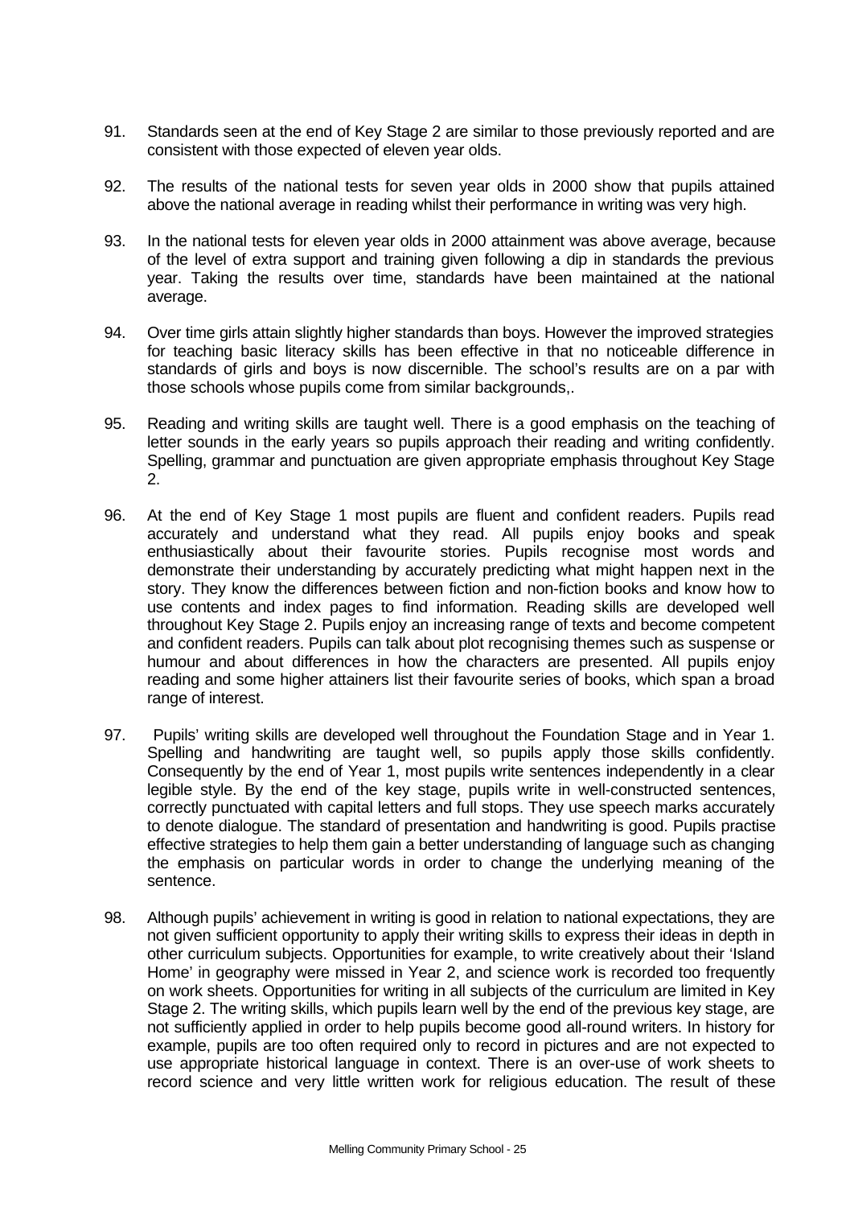91. Standards seen at the end of Key Stage 2 are similar to those previously reported and are consistent with those expected of eleven year olds.

92. The results of the national tests for seven year olds in 2000 show that pupils attained above the national average in reading whilst their performance in writing was very high.

93. In the national tests for eleven year olds in 2000 attainment was above average, because of the level of extra support and training given following a dip in standards the previous year. Taking the results over time, standards have been maintained at the national average.

94. Over time girls attain slightly higher standards than boys. However the improved strategies for teaching basic literacy skills has been effective in that no noticeable difference in standards of girls and boys is now discernible. The school's results are on a par with those schools whose pupils come from similar backgrounds,.

95. Reading and writing skills are taught well. There is a good emphasis on the teaching of letter sounds in the early years so pupils approach their reading and writing confidently. Spelling, grammar and punctuation are given appropriate emphasis throughout Key Stage 2.

96. At the end of Key Stage 1 most pupils are fluent and confident readers. Pupils read accurately and understand what they read. All pupils enjoy books and speak enthusiastically about their favourite stories. Pupils recognise most words and demonstrate their understanding by accurately predicting what might happen next in the story. They know the differences between fiction and non-fiction books and know how to use contents and index pages to find information. Reading skills are developed well throughout Key Stage 2. Pupils enjoy an increasing range of texts and become competent and confident readers. Pupils can talk about plot recognising themes such as suspense or humour and about differences in how the characters are presented. All pupils enjoy reading and some higher attainers list their favourite series of books, which span a broad range of interest.

97. Pupils' writing skills are developed well throughout the Foundation Stage and in Year 1. Spelling and handwriting are taught well, so pupils apply those skills confidently. Consequently by the end of Year 1, most pupils write sentences independently in a clear legible style. By the end of the key stage, pupils write in well-constructed sentences, correctly punctuated with capital letters and full stops. They use speech marks accurately to denote dialogue. The standard of presentation and handwriting is good. Pupils practise effective strategies to help them gain a better understanding of language such as changing the emphasis on particular words in order to change the underlying meaning of the sentence.

98. Although pupils' achievement in writing is good in relation to national expectations, they are not given sufficient opportunity to apply their writing skills to express their ideas in depth in other curriculum subjects. Opportunities for example, to write creatively about their 'Island Home' in geography were missed in Year 2, and science work is recorded too frequently on work sheets. Opportunities for writing in all subjects of the curriculum are limited in Key Stage 2. The writing skills, which pupils learn well by the end of the previous key stage, are not sufficiently applied in order to help pupils become good all-round writers. In history for example, pupils are too often required only to record in pictures and are not expected to use appropriate historical language in context. There is an over-use of work sheets to record science and very little written work for religious education. The result of these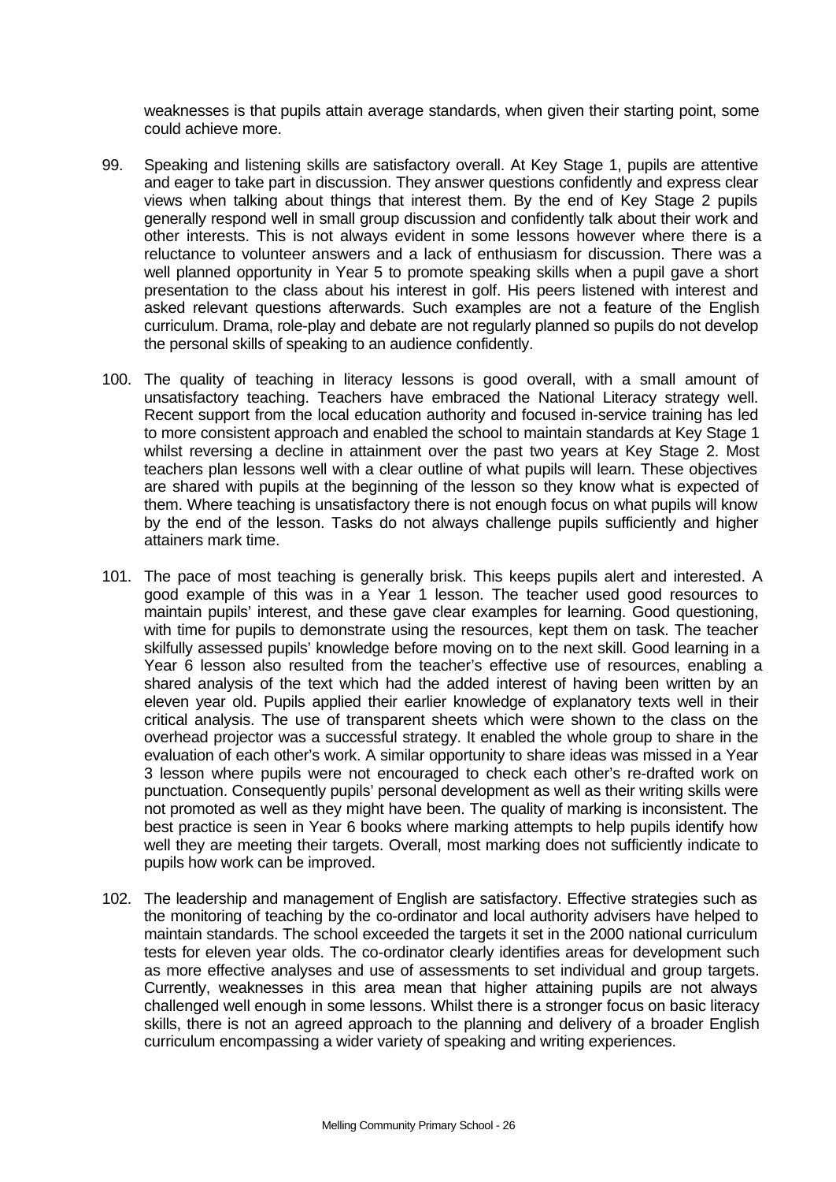weaknesses is that pupils attain average standards, when given their starting point, some could achieve more.

99. Speaking and listening skills are satisfactory overall. At Key Stage 1, pupils are attentive and eager to take part in discussion. They answer questions confidently and express clear views when talking about things that interest them. By the end of Key Stage 2 pupils generally respond well in small group discussion and confidently talk about their work and other interests. This is not always evident in some lessons however where there is a reluctance to volunteer answers and a lack of enthusiasm for discussion. There was a well planned opportunity in Year 5 to promote speaking skills when a pupil gave a short presentation to the class about his interest in golf. His peers listened with interest and asked relevant questions afterwards. Such examples are not a feature of the English curriculum. Drama, role-play and debate are not regularly planned so pupils do not develop the personal skills of speaking to an audience confidently.

100. The quality of teaching in literacy lessons is good overall, with a small amount of unsatisfactory teaching. Teachers have embraced the National Literacy strategy well. Recent support from the local education authority and focused in-service training has led to more consistent approach and enabled the school to maintain standards at Key Stage 1 whilst reversing a decline in attainment over the past two years at Key Stage 2. Most teachers plan lessons well with a clear outline of what pupils will learn. These objectives are shared with pupils at the beginning of the lesson so they know what is expected of them. Where teaching is unsatisfactory there is not enough focus on what pupils will know by the end of the lesson. Tasks do not always challenge pupils sufficiently and higher attainers mark time.

101. The pace of most teaching is generally brisk. This keeps pupils alert and interested. A good example of this was in a Year 1 lesson. The teacher used good resources to maintain pupils' interest, and these gave clear examples for learning. Good questioning, with time for pupils to demonstrate using the resources, kept them on task. The teacher skilfully assessed pupils' knowledge before moving on to the next skill. Good learning in a Year 6 lesson also resulted from the teacher's effective use of resources, enabling a shared analysis of the text which had the added interest of having been written by an eleven year old. Pupils applied their earlier knowledge of explanatory texts well in their critical analysis. The use of transparent sheets which were shown to the class on the overhead projector was a successful strategy. It enabled the whole group to share in the evaluation of each other's work. A similar opportunity to share ideas was missed in a Year 3 lesson where pupils were not encouraged to check each other's re-drafted work on punctuation. Consequently pupils' personal development as well as their writing skills were not promoted as well as they might have been. The quality of marking is inconsistent. The best practice is seen in Year 6 books where marking attempts to help pupils identify how well they are meeting their targets. Overall, most marking does not sufficiently indicate to pupils how work can be improved.

102. The leadership and management of English are satisfactory. Effective strategies such as the monitoring of teaching by the co-ordinator and local authority advisers have helped to maintain standards. The school exceeded the targets it set in the 2000 national curriculum tests for eleven year olds. The co-ordinator clearly identifies areas for development such as more effective analyses and use of assessments to set individual and group targets. Currently, weaknesses in this area mean that higher attaining pupils are not always challenged well enough in some lessons. Whilst there is a stronger focus on basic literacy skills, there is not an agreed approach to the planning and delivery of a broader English curriculum encompassing a wider variety of speaking and writing experiences.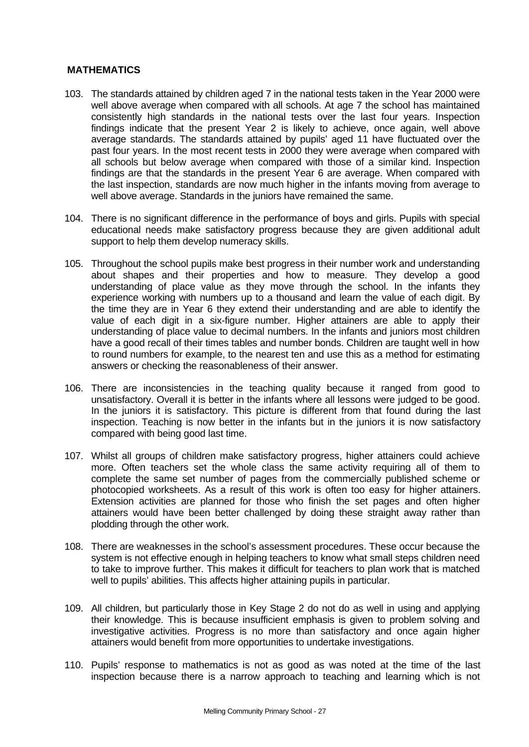## MATHEMATICS

103. The standards attained by children aged 7 in the national tests taken in the Year 2000 were well above average when compared with all schools. At age 7 the school has maintained consistently high standards in the national tests over the last four years. Inspection findings indicate that the present Year 2 is likely to achieve, once again, well above average standards. The standards attained by pupils' aged 11 have fluctuated over the past four years. In the most recent tests in 2000 they were average when compared with all schools but below average when compared with those of a similar kind. Inspection findings are that the standards in the present Year 6 are average. When compared with the last inspection, standards are now much higher in the infants moving from average to well above average. Standards in the juniors have remained the same.

104. There is no significant difference in the performance of boys and girls. Pupils with special educational needs make satisfactory progress because they are given additional adult support to help them develop numeracy skills.

105. Throughout the school pupils make best progress in their number work and understanding about shapes and their properties and how to measure. They develop a good understanding of place value as they move through the school. In the infants they experience working with numbers up to a thousand and learn the value of each digit. By the time they are in Year 6 they extend their understanding and are able to identify the value of each digit in a six-figure number. Higher attainers are able to apply their understanding of place value to decimal numbers. In the infants and juniors most children have a good recall of their times tables and number bonds. Children are taught well in how to round numbers for example, to the nearest ten and use this as a method for estimating answers or checking the reasonableness of their answer.

106. There are inconsistencies in the teaching quality because it ranged from good to unsatisfactory. Overall it is better in the infants where all lessons were judged to be good. In the juniors it is satisfactory. This picture is different from that found during the last inspection. Teaching is now better in the infants but in the juniors it is now satisfactory compared with being good last time.

107. Whilst all groups of children make satisfactory progress, higher attainers could achieve more. Often teachers set the whole class the same activity requiring all of them to complete the same set number of pages from the commercially published scheme or photocopied worksheets. As a result of this work is often too easy for higher attainers. Extension activities are planned for those who finish the set pages and often higher attainers would have been better challenged by doing these straight away rather than plodding through the other work.

108. There are weaknesses in the school's assessment procedures. These occur because the system is not effective enough in helping teachers to know what small steps children need to take to improve further. This makes it difficult for teachers to plan work that is matched well to pupils' abilities. This affects higher attaining pupils in particular.

109. All children, but particularly those in Key Stage 2 do not do as well in using and applying their knowledge. This is because insufficient emphasis is given to problem solving and investigative activities. Progress is no more than satisfactory and once again higher attainers would benefit from more opportunities to undertake investigations.

110. Pupils' response to mathematics is not as good as was noted at the time of the last inspection because there is a narrow approach to teaching and learning which is not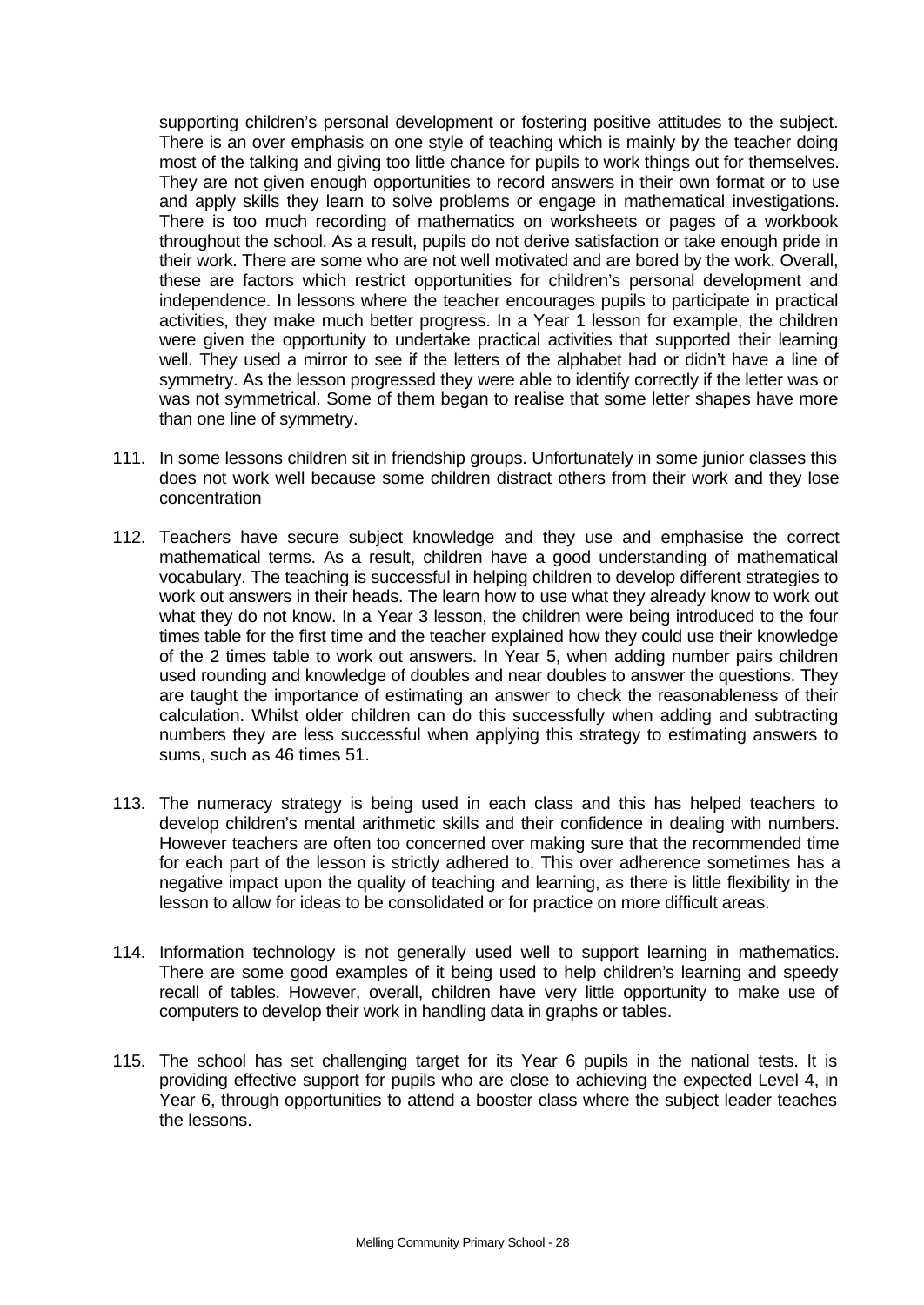supporting children's personal development or fostering positive attitudes to the subject. There is an over emphasis on one style of teaching which is mainly by the teacher doing most of the talking and giving too little chance for pupils to work things out for themselves. They are not given enough opportunities to record answers in their own format or to use and apply skills they learn to solve problems or engage in mathematical investigations. There is too much recording of mathematics on worksheets or pages of a workbook throughout the school. As a result, pupils do not derive satisfaction or take enough pride in their work. There are some who are not well motivated and are bored by the work. Overall, these are factors which restrict opportunities for children's personal development and independence. In lessons where the teacher encourages pupils to participate in practical activities, they make much better progress. In a Year 1 lesson for example, the children were given the opportunity to undertake practical activities that supported their learning well. They used a mirror to see if the letters of the alphabet had or didn't have a line of symmetry. As the lesson progressed they were able to identify correctly if the letter was or was not symmetrical. Some of them began to realise that some letter shapes have more than one line of symmetry.

111. In some lessons children sit in friendship groups. Unfortunately in some junior classes this does not work well because some children distract others from their work and they lose concentration

112. Teachers have secure subject knowledge and they use and emphasise the correct mathematical terms. As a result, children have a good understanding of mathematical vocabulary. The teaching is successful in helping children to develop different strategies to work out answers in their heads. The learn how to use what they already know to work out what they do not know. In a Year 3 lesson, the children were being introduced to the four times table for the first time and the teacher explained how they could use their knowledge of the 2 times table to work out answers. In Year 5, when adding number pairs children used rounding and knowledge of doubles and near doubles to answer the questions. They are taught the importance of estimating an answer to check the reasonableness of their calculation. Whilst older children can do this successfully when adding and subtracting numbers they are less successful when applying this strategy to estimating answers to sums, such as 46 times 51.

113. The numeracy strategy is being used in each class and this has helped teachers to develop children's mental arithmetic skills and their confidence in dealing with numbers. However teachers are often too concerned over making sure that the recommended time for each part of the lesson is strictly adhered to. This over adherence sometimes has a negative impact upon the quality of teaching and learning, as there is little flexibility in the lesson to allow for ideas to be consolidated or for practice on more difficult areas.

114. Information technology is not generally used well to support learning in mathematics. There are some good examples of it being used to help children's learning and speedy recall of tables. However, overall, children have very little opportunity to make use of computers to develop their work in handling data in graphs or tables.

115. The school has set challenging target for its Year 6 pupils in the national tests. It is providing effective support for pupils who are close to achieving the expected Level 4, in Year 6, through opportunities to attend a booster class where the subject leader teaches the lessons.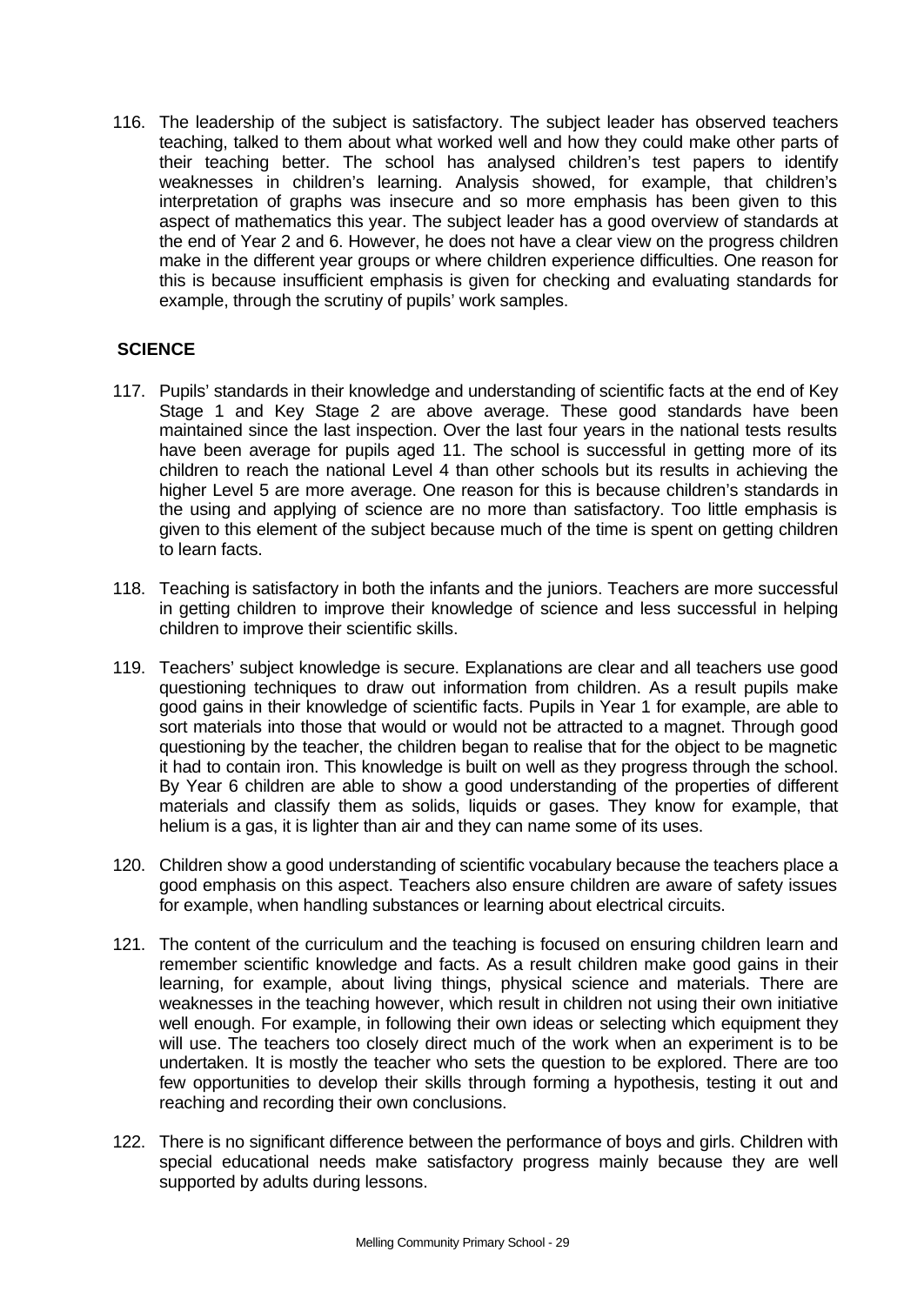116. The leadership of the subject is satisfactory. The subject leader has observed teachers teaching, talked to them about what worked well and how they could make other parts of their teaching better. The school has analysed children's test papers to identify weaknesses in children's learning. Analysis showed, for example, that children's interpretation of graphs was insecure and so more emphasis has been given to this aspect of mathematics this year. The subject leader has a good overview of standards at the end of Year 2 and 6. However, he does not have a clear view on the progress children make in the different year groups or where children experience difficulties. One reason for this is because insufficient emphasis is given for checking and evaluating standards for example, through the scrutiny of pupils' work samples.

## SCIENCE

117. Pupils' standards in their knowledge and understanding of scientific facts at the end of Key Stage 1 and Key Stage 2 are above average. These good standards have been maintained since the last inspection. Over the last four years in the national tests results have been average for pupils aged 11. The school is successful in getting more of its children to reach the national Level 4 than other schools but its results in achieving the higher Level 5 are more average. One reason for this is because children's standards in the using and applying of science are no more than satisfactory. Too little emphasis is given to this element of the subject because much of the time is spent on getting children to learn facts.

118. Teaching is satisfactory in both the infants and the juniors. Teachers are more successful in getting children to improve their knowledge of science and less successful in helping children to improve their scientific skills.

119. Teachers' subject knowledge is secure. Explanations are clear and all teachers use good questioning techniques to draw out information from children. As a result pupils make good gains in their knowledge of scientific facts. Pupils in Year 1 for example, are able to sort materials into those that would or would not be attracted to a magnet. Through good questioning by the teacher, the children began to realise that for the object to be magnetic it had to contain iron. This knowledge is built on well as they progress through the school. By Year 6 children are able to show a good understanding of the properties of different materials and classify them as solids, liquids or gases. They know for example, that helium is a gas, it is lighter than air and they can name some of its uses.

120. Children show a good understanding of scientific vocabulary because the teachers place a good emphasis on this aspect. Teachers also ensure children are aware of safety issues for example, when handling substances or learning about electrical circuits.

121. The content of the curriculum and the teaching is focused on ensuring children learn and remember scientific knowledge and facts. As a result children make good gains in their learning, for example, about living things, physical science and materials. There are weaknesses in the teaching however, which result in children not using their own initiative well enough. For example, in following their own ideas or selecting which equipment they will use. The teachers too closely direct much of the work when an experiment is to be undertaken. It is mostly the teacher who sets the question to be explored. There are too few opportunities to develop their skills through forming a hypothesis, testing it out and reaching and recording their own conclusions.

122. There is no significant difference between the performance of boys and girls. Children with special educational needs make satisfactory progress mainly because they are well supported by adults during lessons.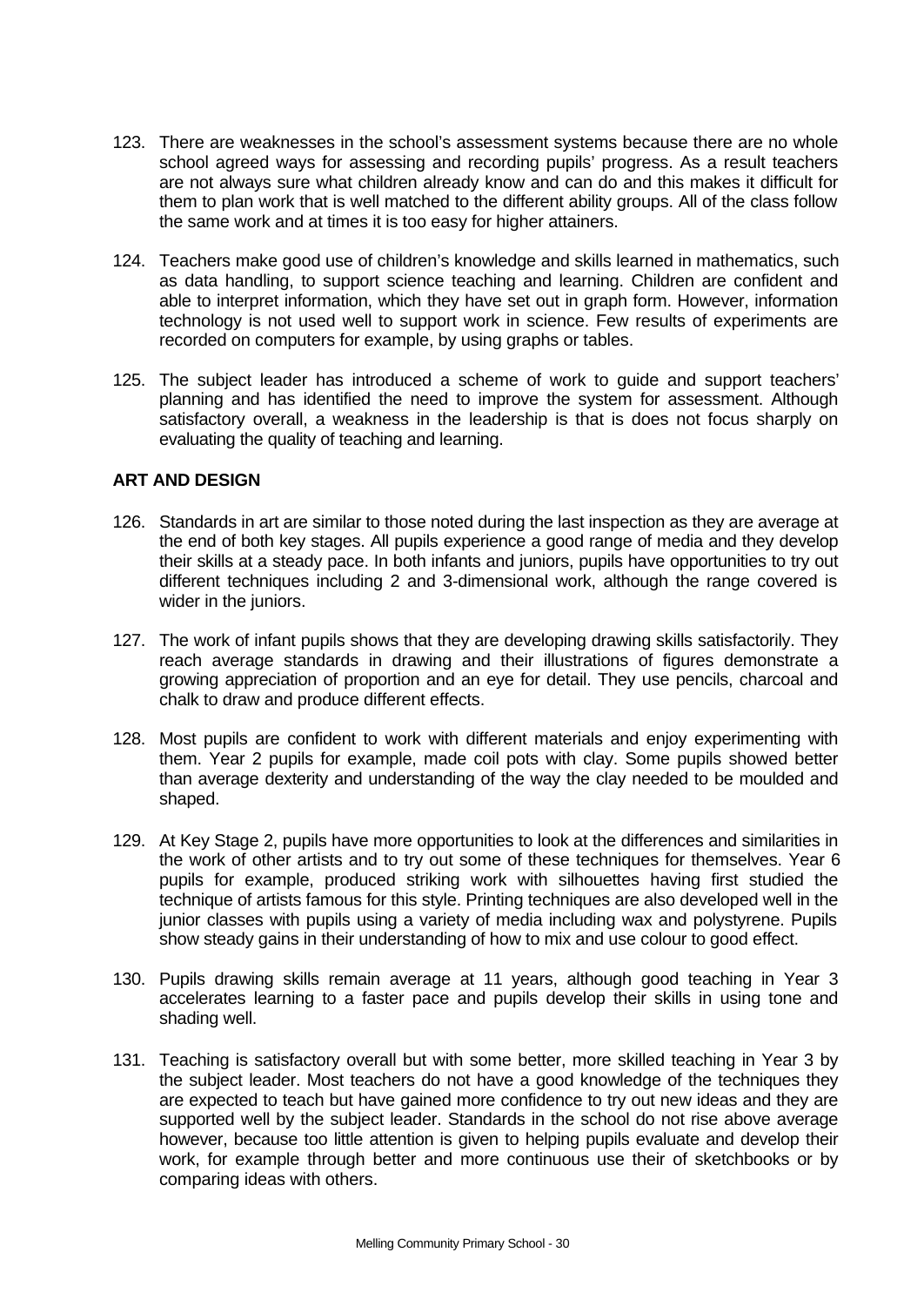123. There are weaknesses in the school's assessment systems because there are no whole school agreed ways for assessing and recording pupils' progress. As a result teachers are not always sure what children already know and can do and this makes it difficult for them to plan work that is well matched to the different ability groups. All of the class follow the same work and at times it is too easy for higher attainers.

124. Teachers make good use of children's knowledge and skills learned in mathematics, such as data handling, to support science teaching and learning. Children are confident and able to interpret information, which they have set out in graph form. However, information technology is not used well to support work in science. Few results of experiments are recorded on computers for example, by using graphs or tables.

125. The subject leader has introduced a scheme of work to guide and support teachers' planning and has identified the need to improve the system for assessment. Although satisfactory overall, a weakness in the leadership is that is does not focus sharply on evaluating the quality of teaching and learning.

**ART AND DESIGN**

126. Standards in art are similar to those noted during the last inspection as they are average at the end of both key stages. All pupils experience a good range of media and they develop their skills at a steady pace. In both infants and juniors, pupils have opportunities to try out different techniques including 2 and 3-dimensional work, although the range covered is wider in the juniors.

127. The work of infant pupils shows that they are developing drawing skills satisfactorily. They reach average standards in drawing and their illustrations of figures demonstrate a growing appreciation of proportion and an eye for detail. They use pencils, charcoal and chalk to draw and produce different effects.

128. Most pupils are confident to work with different materials and enjoy experimenting with them. Year 2 pupils for example, made coil pots with clay. Some pupils showed better than average dexterity and understanding of the way the clay needed to be moulded and shaped.

129. At Key Stage 2, pupils have more opportunities to look at the differences and similarities in the work of other artists and to try out some of these techniques for themselves. Year 6 pupils for example, produced striking work with silhouettes having first studied the technique of artists famous for this style. Printing techniques are also developed well in the junior classes with pupils using a variety of media including wax and polystyrene. Pupils show steady gains in their understanding of how to mix and use colour to good effect.

130. Pupils drawing skills remain average at 11 years, although good teaching in Year 3 accelerates learning to a faster pace and pupils develop their skills in using tone and shading well.

131. Teaching is satisfactory overall but with some better, more skilled teaching in Year 3 by the subject leader. Most teachers do not have a good knowledge of the techniques they are expected to teach but have gained more confidence to try out new ideas and they are supported well by the subject leader. Standards in the school do not rise above average however, because too little attention is given to helping pupils evaluate and develop their work, for example through better and more continuous use their of sketchbooks or by comparing ideas with others.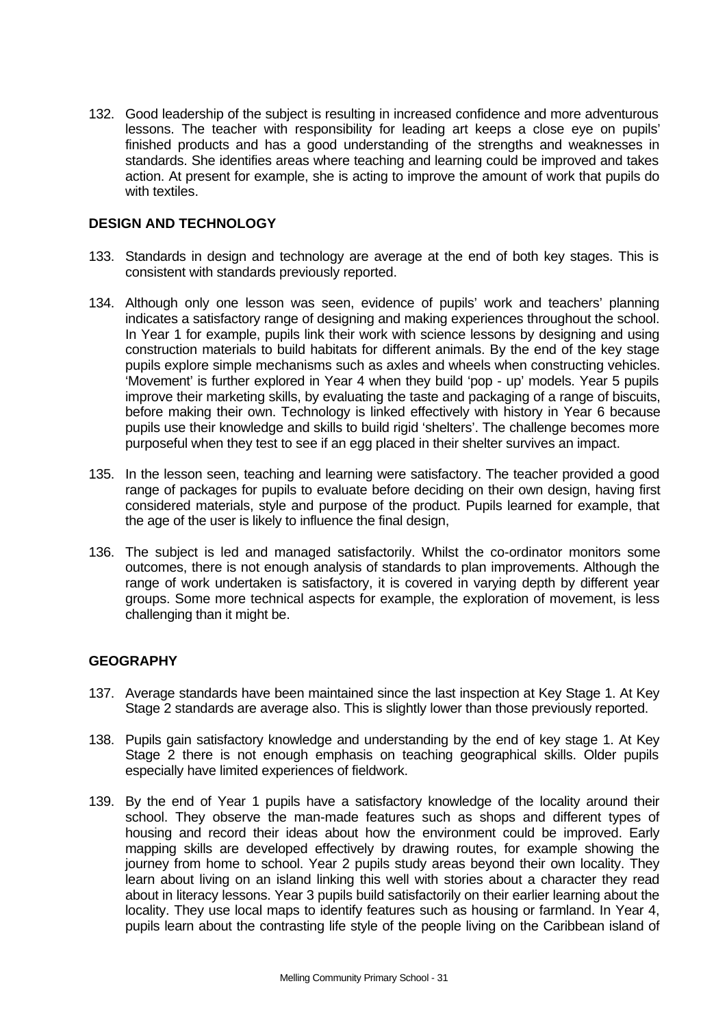132. Good leadership of the subject is resulting in increased confidence and more adventurous lessons. The teacher with responsibility for leading art keeps a close eye on pupils' finished products and has a good understanding of the strengths and weaknesses in standards. She identifies areas where teaching and learning could be improved and takes action. At present for example, she is acting to improve the amount of work that pupils do with textiles.

## DESIGN AND TECHNOLOGY

133. Standards in design and technology are average at the end of both key stages. This is consistent with standards previously reported.

134. Although only one lesson was seen, evidence of pupils' work and teachers' planning indicates a satisfactory range of designing and making experiences throughout the school. In Year 1 for example, pupils link their work with science lessons by designing and using construction materials to build habitats for different animals. By the end of the key stage pupils explore simple mechanisms such as axles and wheels when constructing vehicles. 'Movement' is further explored in Year 4 when they build 'pop - up' models. Year 5 pupils improve their marketing skills, by evaluating the taste and packaging of a range of biscuits, before making their own. Technology is linked effectively with history in Year 6 because pupils use their knowledge and skills to build rigid 'shelters'. The challenge becomes more purposeful when they test to see if an egg placed in their shelter survives an impact.

135. In the lesson seen, teaching and learning were satisfactory. The teacher provided a good range of packages for pupils to evaluate before deciding on their own design, having first considered materials, style and purpose of the product. Pupils learned for example, that the age of the user is likely to influence the final design,

136. The subject is led and managed satisfactorily. Whilst the co-ordinator monitors some outcomes, there is not enough analysis of standards to plan improvements. Although the range of work undertaken is satisfactory, it is covered in varying depth by different year groups. Some more technical aspects for example, the exploration of movement, is less challenging than it might be.

## GEOGRAPHY

137. Average standards have been maintained since the last inspection at Key Stage 1. At Key Stage 2 standards are average also. This is slightly lower than those previously reported.

138. Pupils gain satisfactory knowledge and understanding by the end of key stage 1. At Key Stage 2 there is not enough emphasis on teaching geographical skills. Older pupils especially have limited experiences of fieldwork.

139. By the end of Year 1 pupils have a satisfactory knowledge of the locality around their school. They observe the man-made features such as shops and different types of housing and record their ideas about how the environment could be improved. Early mapping skills are developed effectively by drawing routes, for example showing the journey from home to school. Year 2 pupils study areas beyond their own locality. They learn about living on an island linking this well with stories about a character they read about in literacy lessons. Year 3 pupils build satisfactorily on their earlier learning about the locality. They use local maps to identify features such as housing or farmland. In Year 4, pupils learn about the contrasting life style of the people living on the Caribbean island of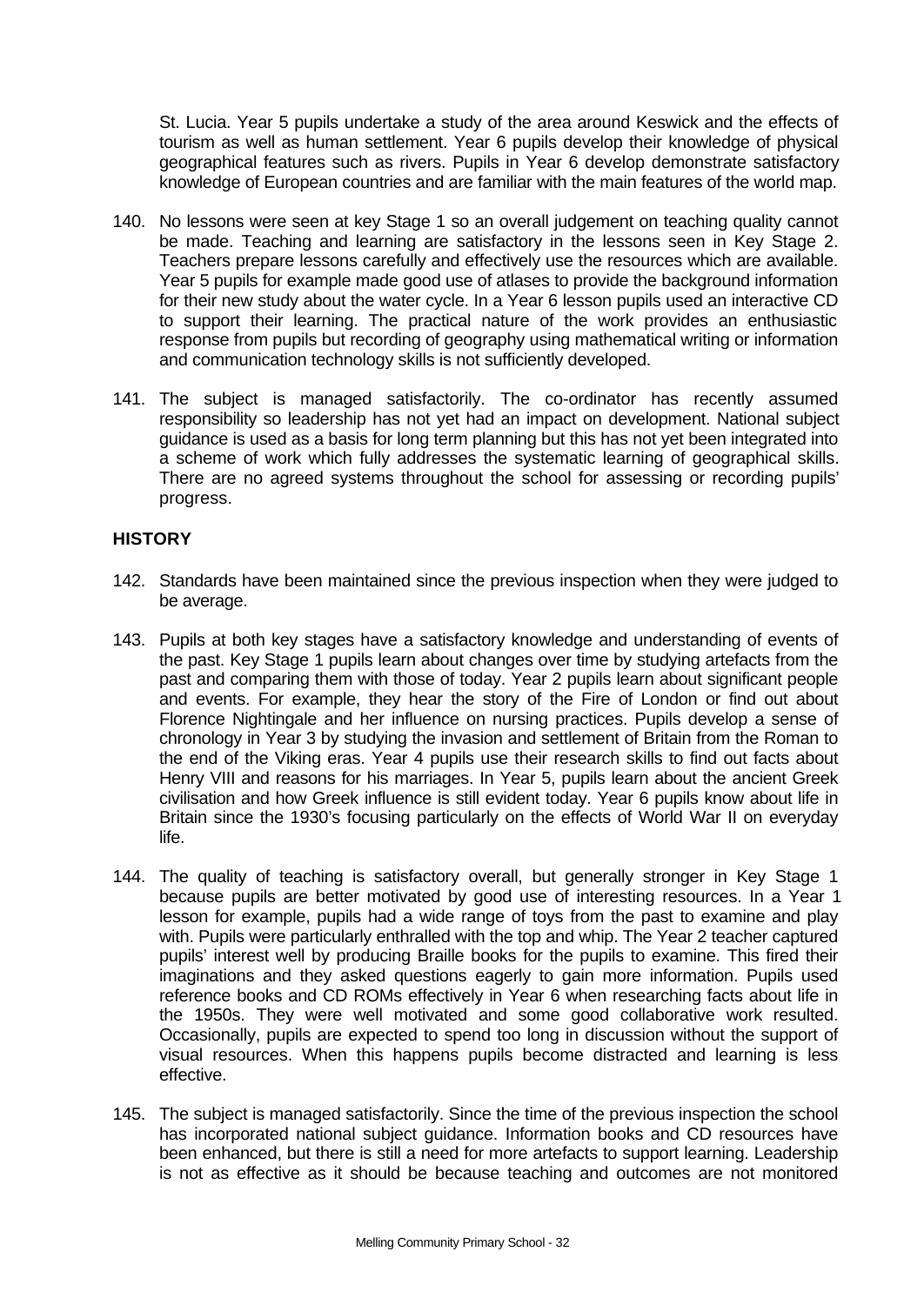St. Lucia. Year 5 pupils undertake a study of the area around Keswick and the effects of tourism as well as human settlement. Year 6 pupils develop their knowledge of physical geographical features such as rivers. Pupils in Year 6 develop demonstrate satisfactory knowledge of European countries and are familiar with the main features of the world map.

140. No lessons were seen at key Stage 1 so an overall judgement on teaching quality cannot be made. Teaching and learning are satisfactory in the lessons seen in Key Stage 2. Teachers prepare lessons carefully and effectively use the resources which are available. Year 5 pupils for example made good use of atlases to provide the background information for their new study about the water cycle. In a Year 6 lesson pupils used an interactive CD to support their learning. The practical nature of the work provides an enthusiastic response from pupils but recording of geography using mathematical writing or information and communication technology skills is not sufficiently developed.

141. The subject is managed satisfactorily. The co-ordinator has recently assumed responsibility so leadership has not yet had an impact on development. National subject guidance is used as a basis for long term planning but this has not yet been integrated into a scheme of work which fully addresses the systematic learning of geographical skills. There are no agreed systems throughout the school for assessing or recording pupils' progress.

## HISTORY

142. Standards have been maintained since the previous inspection when they were judged to be average.

143. Pupils at both key stages have a satisfactory knowledge and understanding of events of the past. Key Stage 1 pupils learn about changes over time by studying artefacts from the past and comparing them with those of today. Year 2 pupils learn about significant people and events. For example, they hear the story of the Fire of London or find out about Florence Nightingale and her influence on nursing practices. Pupils develop a sense of chronology in Year 3 by studying the invasion and settlement of Britain from the Roman to the end of the Viking eras. Year 4 pupils use their research skills to find out facts about Henry VIII and reasons for his marriages. In Year 5, pupils learn about the ancient Greek civilisation and how Greek influence is still evident today. Year 6 pupils know about life in Britain since the 1930's focusing particularly on the effects of World War II on everyday life.

144. The quality of teaching is satisfactory overall, but generally stronger in Key Stage 1 because pupils are better motivated by good use of interesting resources. In a Year 1 lesson for example, pupils had a wide range of toys from the past to examine and play with. Pupils were particularly enthralled with the top and whip. The Year 2 teacher captured pupils' interest well by producing Braille books for the pupils to examine. This fired their imaginations and they asked questions eagerly to gain more information. Pupils used reference books and CD ROMs effectively in Year 6 when researching facts about life in the 1950s. They were well motivated and some good collaborative work resulted. Occasionally, pupils are expected to spend too long in discussion without the support of visual resources. When this happens pupils become distracted and learning is less effective.

145. The subject is managed satisfactorily. Since the time of the previous inspection the school has incorporated national subject guidance. Information books and CD resources have been enhanced, but there is still a need for more artefacts to support learning. Leadership is not as effective as it should be because teaching and outcomes are not monitored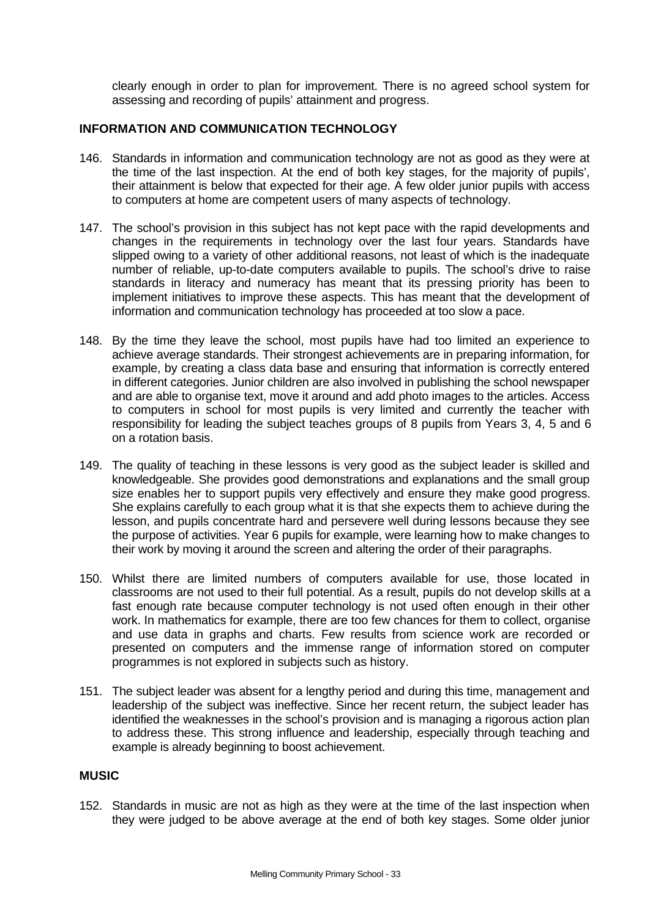clearly enough in order to plan for improvement. There is no agreed school system for assessing and recording of pupils' attainment and progress.

### INFORMATION AND COMMUNICATION TECHNOLOGY

146. Standards in information and communication technology are not as good as they were at the time of the last inspection. At the end of both key stages, for the majority of pupils', their attainment is below that expected for their age. A few older junior pupils with access to computers at home are competent users of many aspects of technology.

147. The school's provision in this subject has not kept pace with the rapid developments and changes in the requirements in technology over the last four years. Standards have slipped owing to a variety of other additional reasons, not least of which is the inadequate number of reliable, up-to-date computers available to pupils. The school's drive to raise standards in literacy and numeracy has meant that its pressing priority has been to implement initiatives to improve these aspects. This has meant that the development of information and communication technology has proceeded at too slow a pace.

148. By the time they leave the school, most pupils have had too limited an experience to achieve average standards. Their strongest achievements are in preparing information, for example, by creating a class data base and ensuring that information is correctly entered in different categories. Junior children are also involved in publishing the school newspaper and are able to organise text, move it around and add photo images to the articles. Access to computers in school for most pupils is very limited and currently the teacher with responsibility for leading the subject teaches groups of 8 pupils from Years 3, 4, 5 and 6 on a rotation basis.

149. The quality of teaching in these lessons is very good as the subject leader is skilled and knowledgeable. She provides good demonstrations and explanations and the small group size enables her to support pupils very effectively and ensure they make good progress. She explains carefully to each group what it is that she expects them to achieve during the lesson, and pupils concentrate hard and persevere well during lessons because they see the purpose of activities. Year 6 pupils for example, were learning how to make changes to their work by moving it around the screen and altering the order of their paragraphs.

150. Whilst there are limited numbers of computers available for use, those located in classrooms are not used to their full potential. As a result, pupils do not develop skills at a fast enough rate because computer technology is not used often enough in their other work. In mathematics for example, there are too few chances for them to collect, organise and use data in graphs and charts. Few results from science work are recorded or presented on computers and the immense range of information stored on computer programmes is not explored in subjects such as history.

151. The subject leader was absent for a lengthy period and during this time, management and leadership of the subject was ineffective. Since her recent return, the subject leader has identified the weaknesses in the school's provision and is managing a rigorous action plan to address these. This strong influence and leadership, especially through teaching and example is already beginning to boost achievement.

### MUSIC

152. Standards in music are not as high as they were at the time of the last inspection when they were judged to be above average at the end of both key stages. Some older junior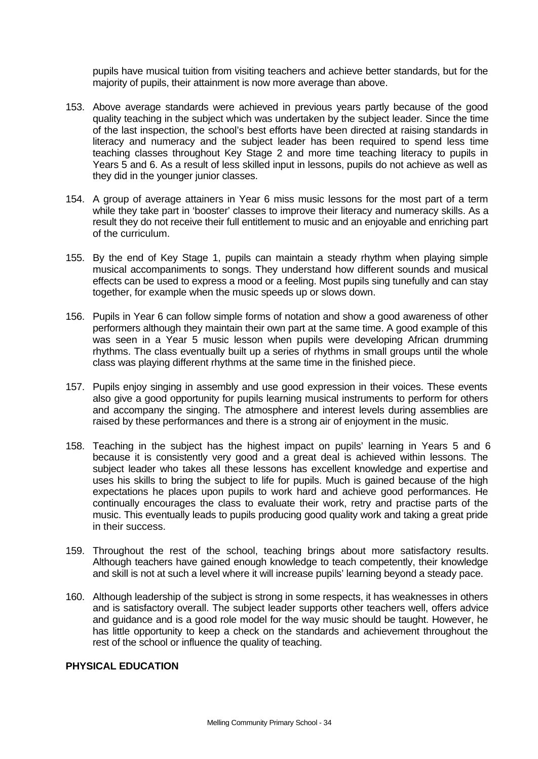pupils have musical tuition from visiting teachers and achieve better standards, but for the majority of pupils, their attainment is now more average than above.

153. Above average standards were achieved in previous years partly because of the good quality teaching in the subject which was undertaken by the subject leader. Since the time of the last inspection, the school's best efforts have been directed at raising standards in literacy and numeracy and the subject leader has been required to spend less time teaching classes throughout Key Stage 2 and more time teaching literacy to pupils in Years 5 and 6. As a result of less skilled input in lessons, pupils do not achieve as well as they did in the younger junior classes.

154. A group of average attainers in Year 6 miss music lessons for the most part of a term while they take part in 'booster' classes to improve their literacy and numeracy skills. As a result they do not receive their full entitlement to music and an enjoyable and enriching part of the curriculum.

155. By the end of Key Stage 1, pupils can maintain a steady rhythm when playing simple musical accompaniments to songs. They understand how different sounds and musical effects can be used to express a mood or a feeling. Most pupils sing tunefully and can stay together, for example when the music speeds up or slows down.

156. Pupils in Year 6 can follow simple forms of notation and show a good awareness of other performers although they maintain their own part at the same time. A good example of this was seen in a Year 5 music lesson when pupils were developing African drumming rhythms. The class eventually built up a series of rhythms in small groups until the whole class was playing different rhythms at the same time in the finished piece.

157. Pupils enjoy singing in assembly and use good expression in their voices. These events also give a good opportunity for pupils learning musical instruments to perform for others and accompany the singing. The atmosphere and interest levels during assemblies are raised by these performances and there is a strong air of enjoyment in the music.

158. Teaching in the subject has the highest impact on pupils' learning in Years 5 and 6 because it is consistently very good and a great deal is achieved within lessons. The subject leader who takes all these lessons has excellent knowledge and expertise and uses his skills to bring the subject to life for pupils. Much is gained because of the high expectations he places upon pupils to work hard and achieve good performances. He continually encourages the class to evaluate their work, retry and practise parts of the music. This eventually leads to pupils producing good quality work and taking a great pride in their success.

159. Throughout the rest of the school, teaching brings about more satisfactory results. Although teachers have gained enough knowledge to teach competently, their knowledge and skill is not at such a level where it will increase pupils' learning beyond a steady pace.

160. Although leadership of the subject is strong in some respects, it has weaknesses in others and is satisfactory overall. The subject leader supports other teachers well, offers advice and guidance and is a good role model for the way music should be taught. However, he has little opportunity to keep a check on the standards and achievement throughout the rest of the school or influence the quality of teaching.

**PHYSICAL EDUCATION**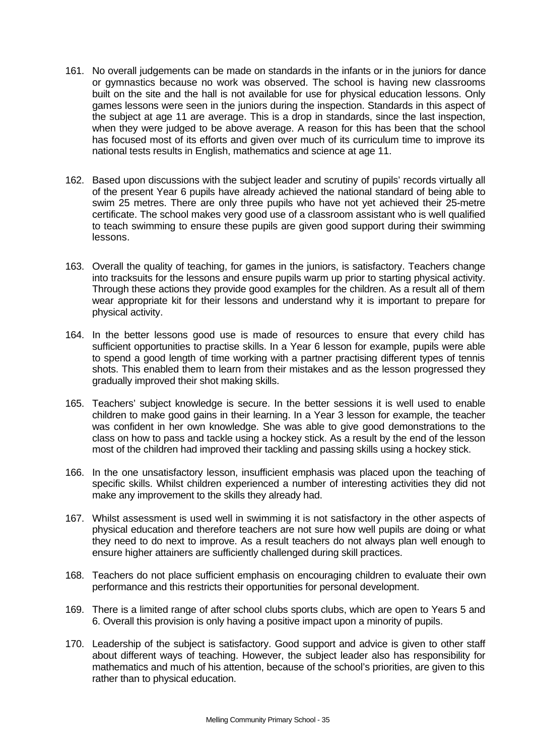161. No overall judgements can be made on standards in the infants or in the juniors for dance or gymnastics because no work was observed. The school is having new classrooms built on the site and the hall is not available for use for physical education lessons. Only games lessons were seen in the juniors during the inspection. Standards in this aspect of the subject at age 11 are average. This is a drop in standards, since the last inspection, when they were judged to be above average. A reason for this has been that the school has focused most of its efforts and given over much of its curriculum time to improve its national tests results in English, mathematics and science at age 11.

162. Based upon discussions with the subject leader and scrutiny of pupils' records virtually all of the present Year 6 pupils have already achieved the national standard of being able to swim 25 metres. There are only three pupils who have not yet achieved their 25-metre certificate. The school makes very good use of a classroom assistant who is well qualified to teach swimming to ensure these pupils are given good support during their swimming lessons.

163. Overall the quality of teaching, for games in the juniors, is satisfactory. Teachers change into tracksuits for the lessons and ensure pupils warm up prior to starting physical activity. Through these actions they provide good examples for the children. As a result all of them wear appropriate kit for their lessons and understand why it is important to prepare for physical activity.

164. In the better lessons good use is made of resources to ensure that every child has sufficient opportunities to practise skills. In a Year 6 lesson for example, pupils were able to spend a good length of time working with a partner practising different types of tennis shots. This enabled them to learn from their mistakes and as the lesson progressed they gradually improved their shot making skills.

165. Teachers' subject knowledge is secure. In the better sessions it is well used to enable children to make good gains in their learning. In a Year 3 lesson for example, the teacher was confident in her own knowledge. She was able to give good demonstrations to the class on how to pass and tackle using a hockey stick. As a result by the end of the lesson most of the children had improved their tackling and passing skills using a hockey stick.

166. In the one unsatisfactory lesson, insufficient emphasis was placed upon the teaching of specific skills. Whilst children experienced a number of interesting activities they did not make any improvement to the skills they already had.

167. Whilst assessment is used well in swimming it is not satisfactory in the other aspects of physical education and therefore teachers are not sure how well pupils are doing or what they need to do next to improve. As a result teachers do not always plan well enough to ensure higher attainers are sufficiently challenged during skill practices.

168. Teachers do not place sufficient emphasis on encouraging children to evaluate their own performance and this restricts their opportunities for personal development.

169. There is a limited range of after school clubs sports clubs, which are open to Years 5 and 6. Overall this provision is only having a positive impact upon a minority of pupils.

170. Leadership of the subject is satisfactory. Good support and advice is given to other staff about different ways of teaching. However, the subject leader also has responsibility for mathematics and much of his attention, because of the school's priorities, are given to this rather than to physical education.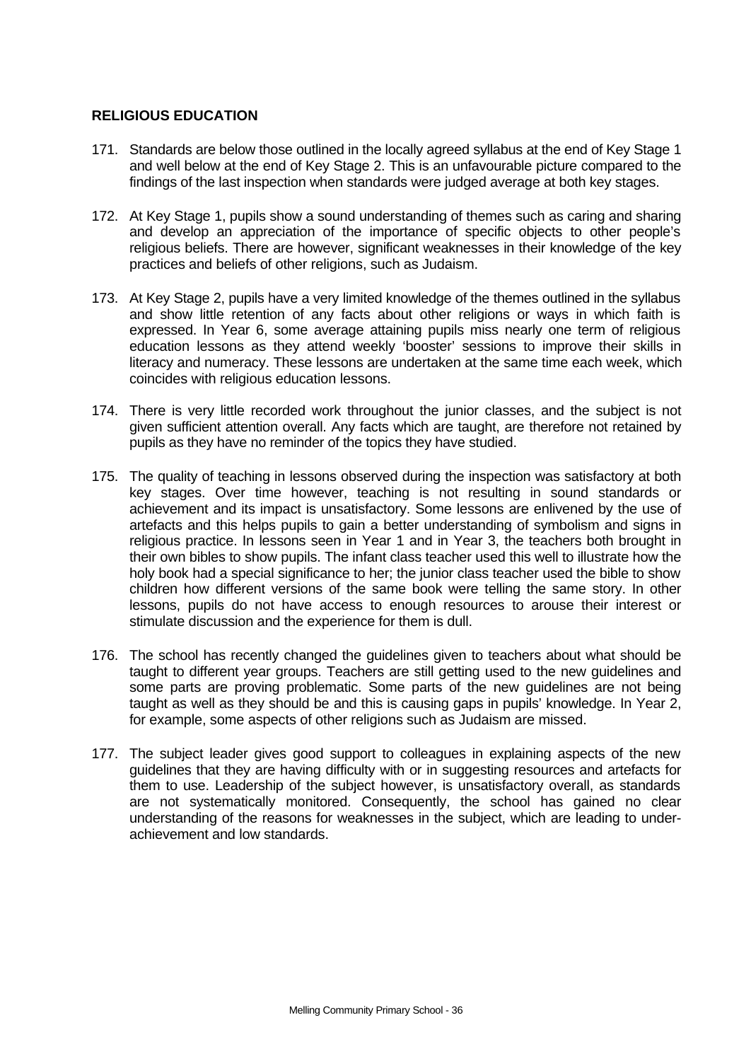**RELIGIOUS EDUCATION**

171. Standards are below those outlined in the locally agreed syllabus at the end of Key Stage 1 and well below at the end of Key Stage 2. This is an unfavourable picture compared to the findings of the last inspection when standards were judged average at both key stages.

172. At Key Stage 1, pupils show a sound understanding of themes such as caring and sharing and develop an appreciation of the importance of specific objects to other people's religious beliefs. There are however, significant weaknesses in their knowledge of the key practices and beliefs of other religions, such as Judaism.

173. At Key Stage 2, pupils have a very limited knowledge of the themes outlined in the syllabus and show little retention of any facts about other religions or ways in which faith is expressed. In Year 6, some average attaining pupils miss nearly one term of religious education lessons as they attend weekly 'booster' sessions to improve their skills in literacy and numeracy. These lessons are undertaken at the same time each week, which coincides with religious education lessons.

174. There is very little recorded work throughout the junior classes, and the subject is not given sufficient attention overall. Any facts which are taught, are therefore not retained by pupils as they have no reminder of the topics they have studied.

175. The quality of teaching in lessons observed during the inspection was satisfactory at both key stages. Over time however, teaching is not resulting in sound standards or achievement and its impact is unsatisfactory. Some lessons are enlivened by the use of artefacts and this helps pupils to gain a better understanding of symbolism and signs in religious practice. In lessons seen in Year 1 and in Year 3, the teachers both brought in their own bibles to show pupils. The infant class teacher used this well to illustrate how the holy book had a special significance to her; the junior class teacher used the bible to show children how different versions of the same book were telling the same story. In other lessons, pupils do not have access to enough resources to arouse their interest or stimulate discussion and the experience for them is dull.

176. The school has recently changed the guidelines given to teachers about what should be taught to different year groups. Teachers are still getting used to the new guidelines and some parts are proving problematic. Some parts of the new guidelines are not being taught as well as they should be and this is causing gaps in pupils' knowledge. In Year 2, for example, some aspects of other religions such as Judaism are missed.

177. The subject leader gives good support to colleagues in explaining aspects of the new guidelines that they are having difficulty with or in suggesting resources and artefacts for them to use. Leadership of the subject however, is unsatisfactory overall, as standards are not systematically monitored. Consequently, the school has gained no clear understanding of the reasons for weaknesses in the subject, which are leading to under-achievement and low standards.